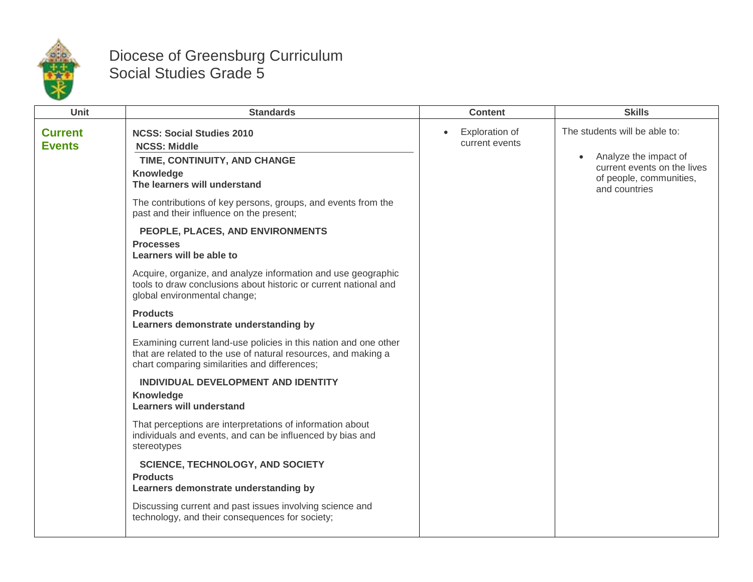# Diocese of Greensburg Curriculum
## Social Studies Grade 5

| Unit | Standards | Content | Skills |
|---|---|---|---|
| **Current Events** | **NCSS: Social Studies 2010**<br>**NCSS: Middle**<br>**TIME, CONTINUITY, AND CHANGE**<br>**Knowledge**<br>**The learners will understand**<br>The contributions of key persons, groups, and events from the past and their influence on the present;<br>**PEOPLE, PLACES, AND ENVIRONMENTS**<br>**Processes**<br>**Learners will be able to**<br>Acquire, organize, and analyze information and use geographic tools to draw conclusions about historic or current national and global environmental change;<br>**Products**<br>**Learners demonstrate understanding by**<br>Examining current land-use policies in this nation and one other that are related to the use of natural resources, and making a chart comparing similarities and differences;<br>**INDIVIDUAL DEVELOPMENT AND IDENTITY**<br>**Knowledge**<br>**Learners will understand**<br>That perceptions are interpretations of information about individuals and events, and can be influenced by bias and stereotypes<br>**SCIENCE, TECHNOLOGY, AND SOCIETY**<br>**Products**<br>**Learners demonstrate understanding by**<br>Discussing current and past issues involving science and technology, and their consequences for society; | • Exploration of current events | The students will be able to:<br>• Analyze the impact of current events on the lives of people, communities, and countries |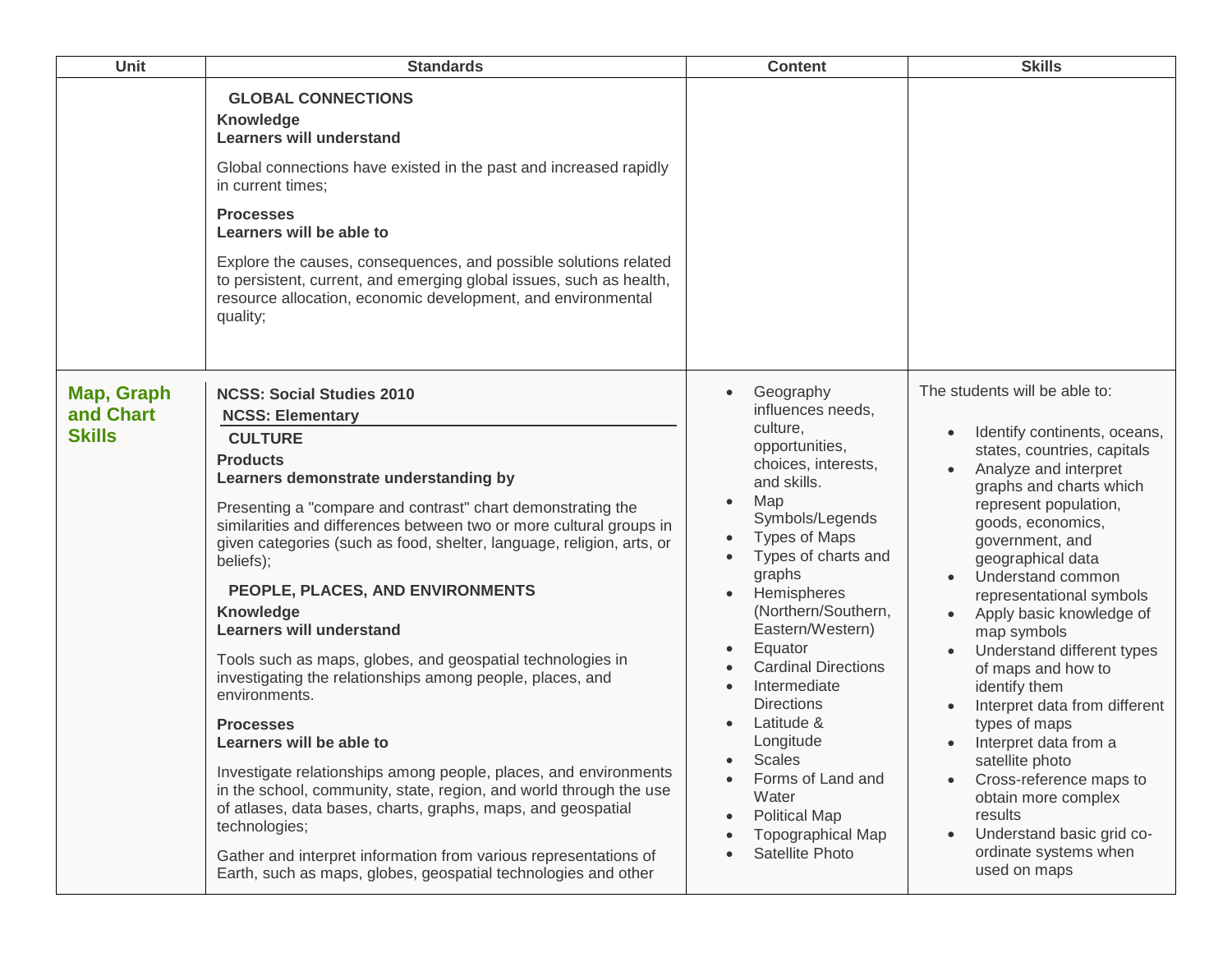| Unit | Standards | Content | Skills |
|---|---|---|---|
| | **GLOBAL CONNECTIONS**<br>**Knowledge**<br>**Learners will understand**<br>Global connections have existed in the past and increased rapidly in current times;<br>**Processes**<br>**Learners will be able to**<br>Explore the causes, consequences, and possible solutions related to persistent, current, and emerging global issues, such as health, resource allocation, economic development, and environmental quality; | | |
| **Map, Graph and Chart Skills** | **NCSS: Social Studies 2010**<br>**NCSS: Elementary**<br>**CULTURE**<br>**Products**<br>**Learners demonstrate understanding by**<br>Presenting a "compare and contrast" chart demonstrating the similarities and differences between two or more cultural groups in given categories (such as food, shelter, language, religion, arts, or beliefs);<br>**PEOPLE, PLACES, AND ENVIRONMENTS**<br>**Knowledge**<br>**Learners will understand**<br>Tools such as maps, globes, and geospatial technologies in investigating the relationships among people, places, and environments.<br>**Processes**<br>**Learners will be able to**<br>Investigate relationships among people, places, and environments in the school, community, state, region, and world through the use of atlases, data bases, charts, graphs, maps, and geospatial technologies;<br>Gather and interpret information from various representations of Earth, such as maps, globes, geospatial technologies and other | • Geography influences needs, culture, opportunities, choices, interests, and skills.<br>• Map Symbols/Legends<br>• Types of Maps<br>• Types of charts and graphs<br>• Hemispheres (Northern/Southern, Eastern/Western)<br>• Equator<br>• Cardinal Directions<br>• Intermediate Directions<br>• Latitude & Longitude<br>• Scales<br>• Forms of Land and Water<br>• Political Map<br>• Topographical Map<br>• Satellite Photo | The students will be able to:<br>• Identify continents, oceans, states, countries, capitals<br>• Analyze and interpret graphs and charts which represent population, goods, economics, government, and geographical data<br>• Understand common representational symbols<br>• Apply basic knowledge of map symbols<br>• Understand different types of maps and how to identify them<br>• Interpret data from different types of maps<br>• Interpret data from a satellite photo<br>• Cross-reference maps to obtain more complex results<br>• Understand basic grid co-ordinate systems when used on maps |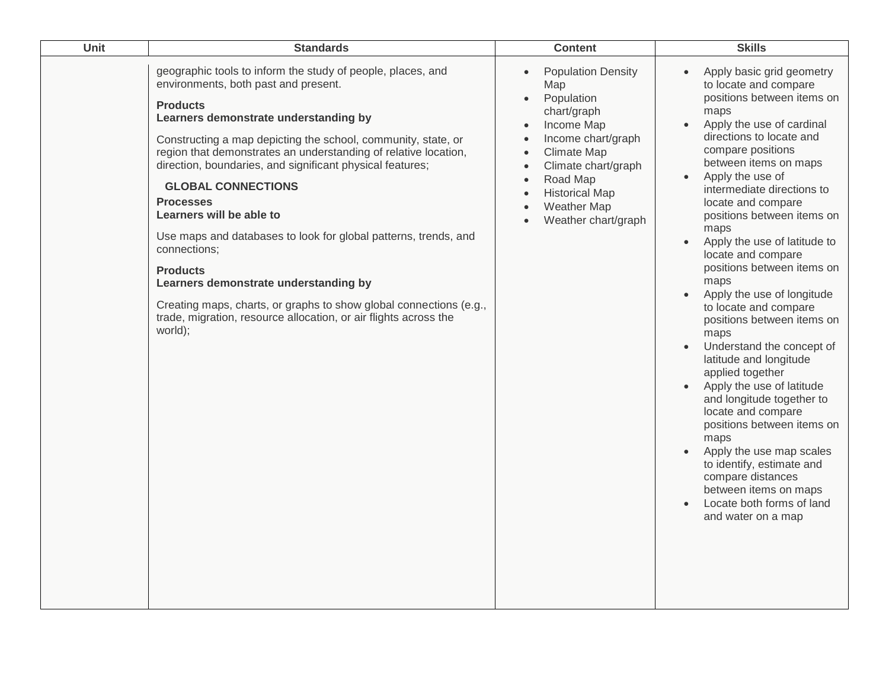| Unit | Standards | Content | Skills |
|---|---|---|---|
| | geographic tools to inform the study of people, places, and environments, both past and present.<br><br>**Products**<br>**Learners demonstrate understanding by**<br><br>Constructing a map depicting the school, community, state, or region that demonstrates an understanding of relative location, direction, boundaries, and significant physical features;<br><br>**GLOBAL CONNECTIONS**<br>**Processes**<br>**Learners will be able to**<br><br>Use maps and databases to look for global patterns, trends, and connections;<br><br>**Products**<br>**Learners demonstrate understanding by**<br><br>Creating maps, charts, or graphs to show global connections (e.g., trade, migration, resource allocation, or air flights across the world); | • Population Density Map<br>• Population chart/graph<br>• Income Map<br>• Income chart/graph<br>• Climate Map<br>• Climate chart/graph<br>• Road Map<br>• Historical Map<br>• Weather Map<br>• Weather chart/graph | • Apply basic grid geometry to locate and compare positions between items on maps<br>• Apply the use of cardinal directions to locate and compare positions between items on maps<br>• Apply the use of intermediate directions to locate and compare positions between items on maps<br>• Apply the use of latitude to locate and compare positions between items on maps<br>• Apply the use of longitude to locate and compare positions between items on maps<br>• Understand the concept of latitude and longitude applied together<br>• Apply the use of latitude and longitude together to locate and compare positions between items on maps<br>• Apply the use map scales to identify, estimate and compare distances between items on maps<br>• Locate both forms of land and water on a map |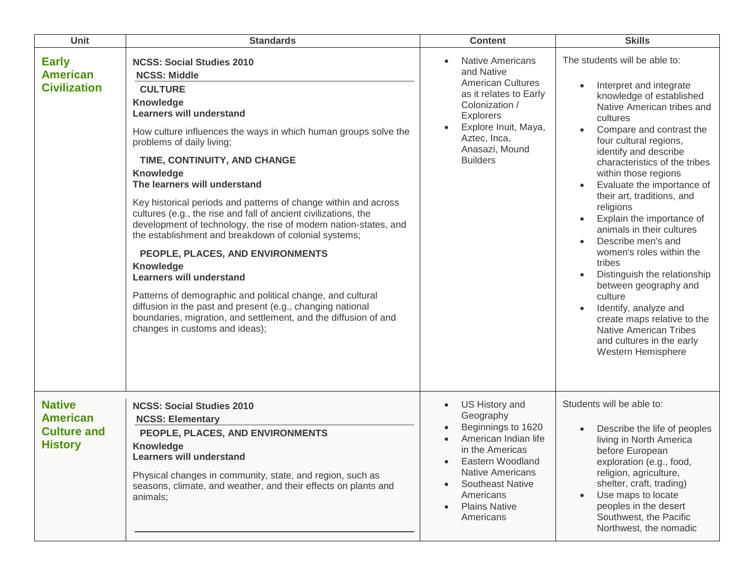| Unit | Standards | Content | Skills |
|---|---|---|---|
| **Early American Civilization** | **NCSS: Social Studies 2010**<br>**NCSS: Middle**<br>**CULTURE**<br>**Knowledge**<br>**Learners will understand**<br>How culture influences the ways in which human groups solve the problems of daily living;<br>**TIME, CONTINUITY, AND CHANGE**<br>**Knowledge**<br>**The learners will understand**<br>Key historical periods and patterns of change within and across cultures (e.g., the rise and fall of ancient civilizations, the development of technology, the rise of modem nation-states, and the establishment and breakdown of colonial systems;<br>**PEOPLE, PLACES, AND ENVIRONMENTS**<br>**Knowledge**<br>**Learners will understand**<br>Patterns of demographic and political change, and cultural diffusion in the past and present (e.g., changing national boundaries, migration, and settlement, and the diffusion of and changes in customs and ideas); | • Native Americans and Native American Cultures as it relates to Early Colonization / Explorers<br>• Explore Inuit, Maya, Aztec, Inca, Anasazi, Mound Builders | The students will be able to:<br>• Interpret and integrate knowledge of established Native American tribes and cultures<br>• Compare and contrast the four cultural regions, identify and describe characteristics of the tribes within those regions<br>• Evaluate the importance of their art, traditions, and religions<br>• Explain the importance of animals in their cultures<br>• Describe men's and women's roles within the tribes<br>• Distinguish the relationship between geography and culture<br>• Identify, analyze and create maps relative to the Native American Tribes and cultures in the early Western Hemisphere |
| **Native American Culture and History** | **NCSS: Social Studies 2010**<br>**NCSS: Elementary**<br>**PEOPLE, PLACES, AND ENVIRONMENTS**<br>**Knowledge**<br>**Learners will understand**<br>Physical changes in community, state, and region, such as seasons, climate, and weather, and their effects on plants and animals; | • US History and Geography<br>• Beginnings to 1620<br>• American Indian life in the Americas<br>• Eastern Woodland Native Americans<br>• Southeast Native Americans<br>• Plains Native Americans | Students will be able to:<br>• Describe the life of peoples living in North America before European exploration (e.g., food, religion, agriculture, shelter, craft, trading)<br>• Use maps to locate peoples in the desert Southwest, the Pacific Northwest, the nomadic |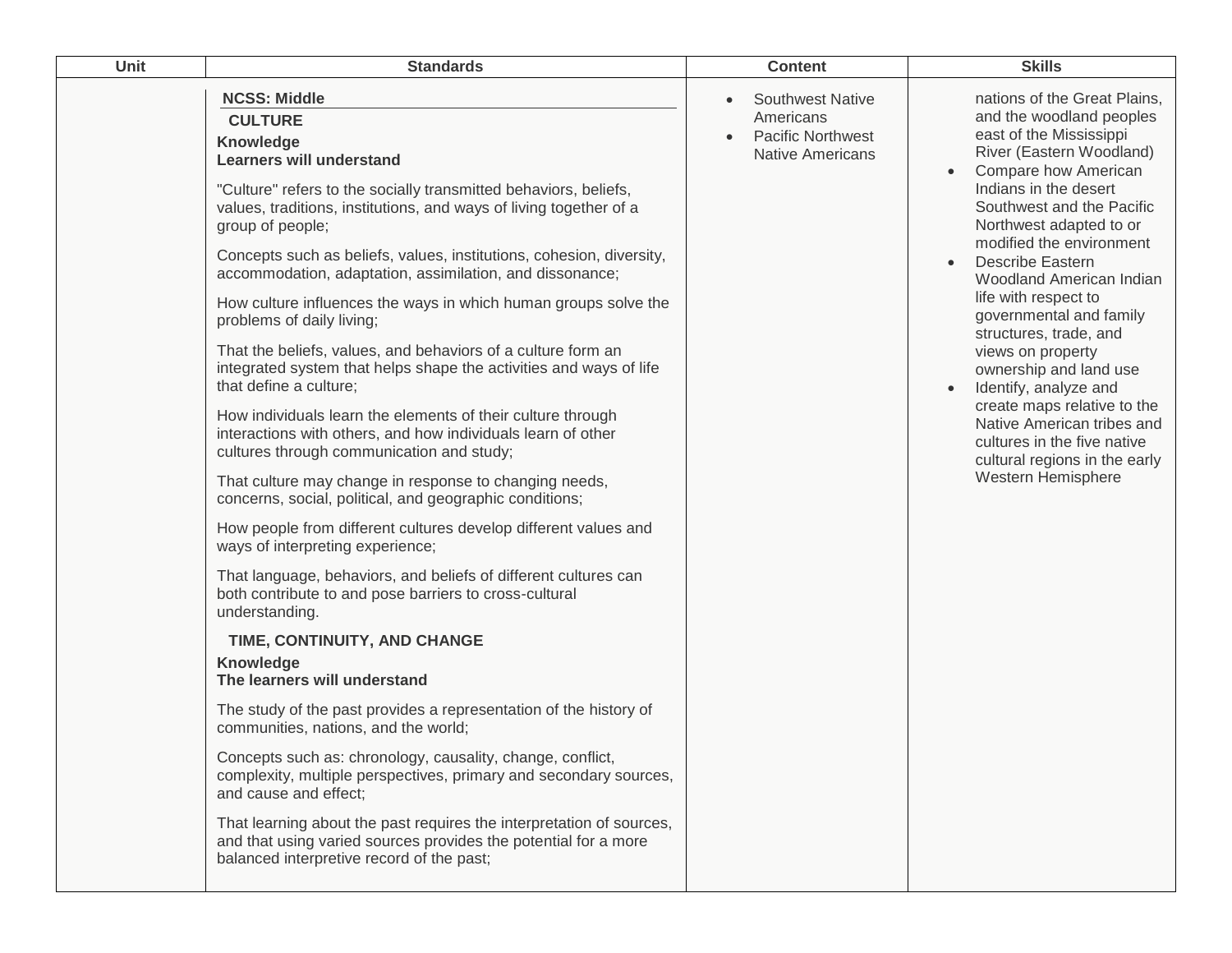| Unit | Standards | Content | Skills |
| --- | --- | --- | --- |
| | **NCSS: Middle**<br>**CULTURE**<br>**Knowledge**<br>**Learners will understand**<br><br>"Culture" refers to the socially transmitted behaviors, beliefs, values, traditions, institutions, and ways of living together of a group of people;<br><br>Concepts such as beliefs, values, institutions, cohesion, diversity, accommodation, adaptation, assimilation, and dissonance;<br><br>How culture influences the ways in which human groups solve the problems of daily living;<br><br>That the beliefs, values, and behaviors of a culture form an integrated system that helps shape the activities and ways of life that define a culture;<br><br>How individuals learn the elements of their culture through interactions with others, and how individuals learn of other cultures through communication and study;<br><br>That culture may change in response to changing needs, concerns, social, political, and geographic conditions;<br><br>How people from different cultures develop different values and ways of interpreting experience;<br><br>That language, behaviors, and beliefs of different cultures can both contribute to and pose barriers to cross-cultural understanding.<br><br>**TIME, CONTINUITY, AND CHANGE**<br>**Knowledge**<br>**The learners will understand**<br><br>The study of the past provides a representation of the history of communities, nations, and the world;<br><br>Concepts such as: chronology, causality, change, conflict, complexity, multiple perspectives, primary and secondary sources, and cause and effect;<br><br>That learning about the past requires the interpretation of sources, and that using varied sources provides the potential for a more balanced interpretive record of the past; | • Southwest Native Americans<br>• Pacific Northwest Native Americans | nations of the Great Plains, and the woodland peoples east of the Mississippi River (Eastern Woodland)<br>• Compare how American Indians in the desert Southwest and the Pacific Northwest adapted to or modified the environment<br>• Describe Eastern Woodland American Indian life with respect to governmental and family structures, trade, and views on property ownership and land use<br>• Identify, analyze and create maps relative to the Native American tribes and cultures in the five native cultural regions in the early Western Hemisphere |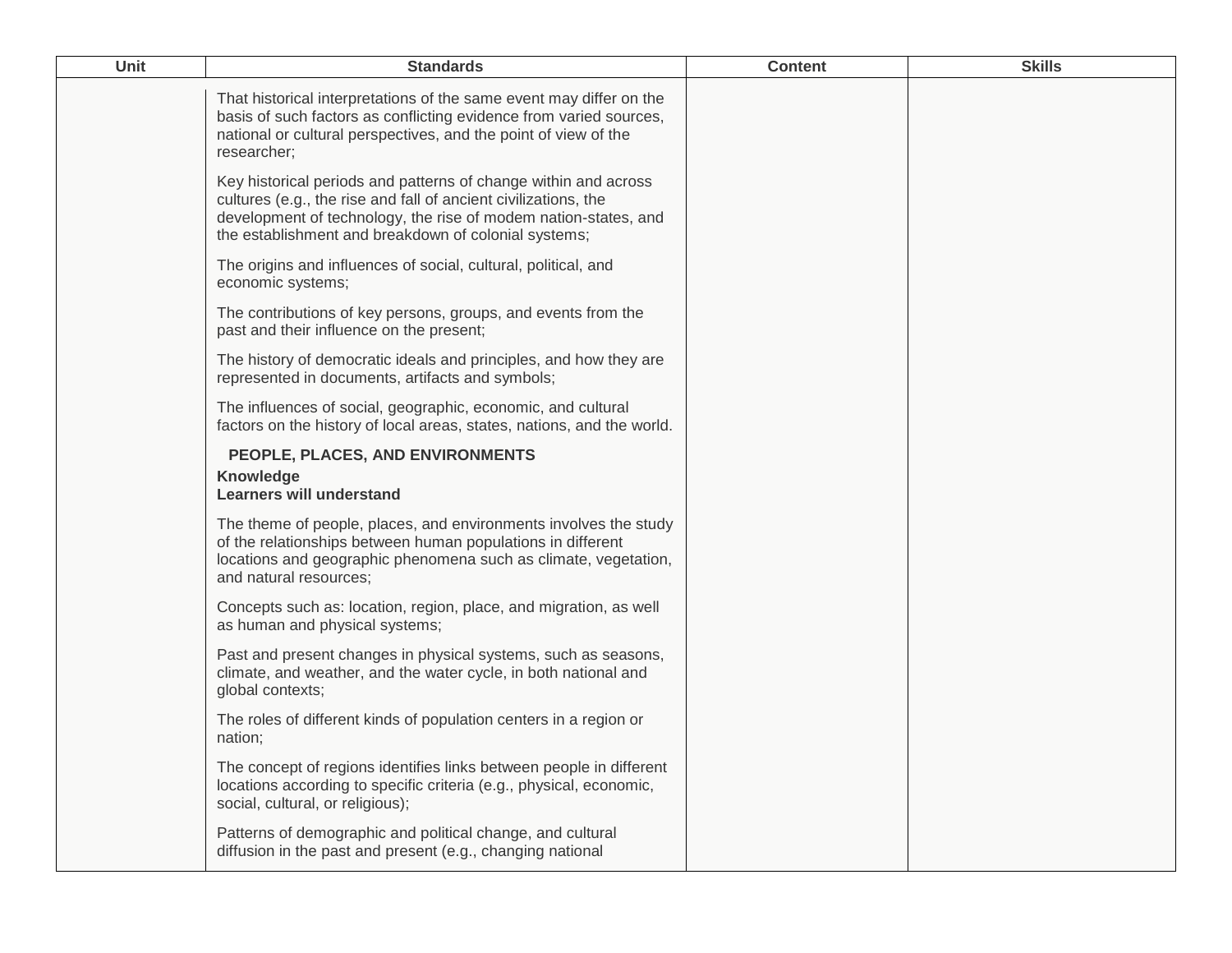| Unit | Standards | Content | Skills |
|---|---|---|---|
| | That historical interpretations of the same event may differ on the basis of such factors as conflicting evidence from varied sources, national or cultural perspectives, and the point of view of the researcher;<br><br>Key historical periods and patterns of change within and across cultures (e.g., the rise and fall of ancient civilizations, the development of technology, the rise of modem nation-states, and the establishment and breakdown of colonial systems;<br><br>The origins and influences of social, cultural, political, and economic systems;<br><br>The contributions of key persons, groups, and events from the past and their influence on the present;<br><br>The history of democratic ideals and principles, and how they are represented in documents, artifacts and symbols;<br><br>The influences of social, geographic, economic, and cultural factors on the history of local areas, states, nations, and the world.<br><br>**PEOPLE, PLACES, AND ENVIRONMENTS**<br>**Knowledge**<br>**Learners will understand**<br><br>The theme of people, places, and environments involves the study of the relationships between human populations in different locations and geographic phenomena such as climate, vegetation, and natural resources;<br><br>Concepts such as: location, region, place, and migration, as well as human and physical systems;<br><br>Past and present changes in physical systems, such as seasons, climate, and weather, and the water cycle, in both national and global contexts;<br><br>The roles of different kinds of population centers in a region or nation;<br><br>The concept of regions identifies links between people in different locations according to specific criteria (e.g., physical, economic, social, cultural, or religious);<br><br>Patterns of demographic and political change, and cultural diffusion in the past and present (e.g., changing national | | |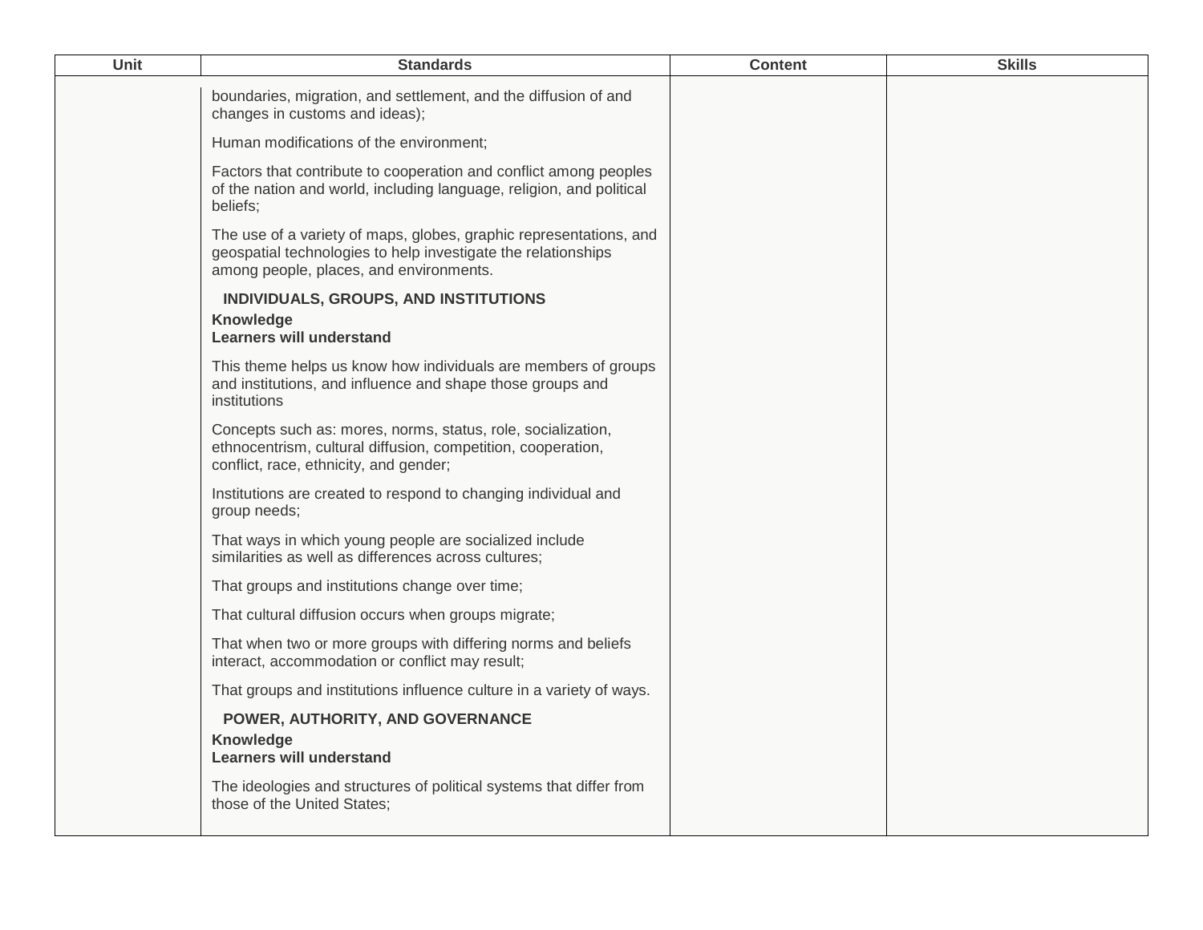| Unit | Standards | Content | Skills |
|---|---|---|---|
| | boundaries, migration, and settlement, and the diffusion of and changes in customs and ideas);<br><br>Human modifications of the environment;<br><br>Factors that contribute to cooperation and conflict among peoples of the nation and world, including language, religion, and political beliefs;<br><br>The use of a variety of maps, globes, graphic representations, and geospatial technologies to help investigate the relationships among people, places, and environments.<br><br>**INDIVIDUALS, GROUPS, AND INSTITUTIONS**<br>**Knowledge**<br>**Learners will understand**<br><br>This theme helps us know how individuals are members of groups and institutions, and influence and shape those groups and institutions<br><br>Concepts such as: mores, norms, status, role, socialization, ethnocentrism, cultural diffusion, competition, cooperation, conflict, race, ethnicity, and gender;<br><br>Institutions are created to respond to changing individual and group needs;<br><br>That ways in which young people are socialized include similarities as well as differences across cultures;<br><br>That groups and institutions change over time;<br><br>That cultural diffusion occurs when groups migrate;<br><br>That when two or more groups with differing norms and beliefs interact, accommodation or conflict may result;<br><br>That groups and institutions influence culture in a variety of ways.<br><br>**POWER, AUTHORITY, AND GOVERNANCE**<br>**Knowledge**<br>**Learners will understand**<br><br>The ideologies and structures of political systems that differ from those of the United States; | | |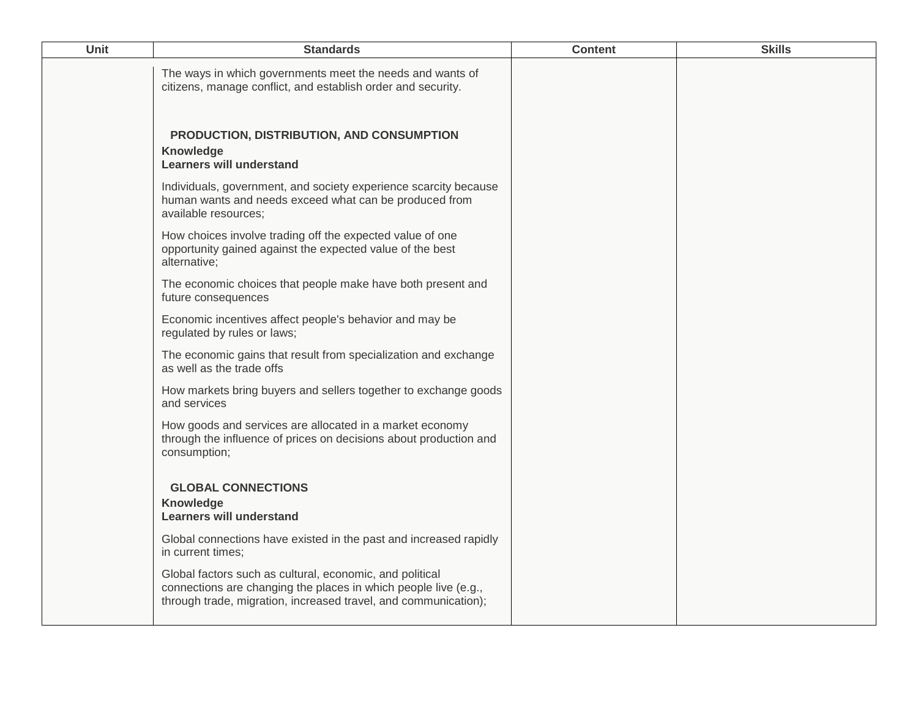| Unit | Standards | Content | Skills |
| --- | --- | --- | --- |
| | The ways in which governments meet the needs and wants of citizens, manage conflict, and establish order and security.<br><br>**PRODUCTION, DISTRIBUTION, AND CONSUMPTION**<br>**Knowledge**<br>**Learners will understand**<br><br>Individuals, government, and society experience scarcity because human wants and needs exceed what can be produced from available resources;<br><br>How choices involve trading off the expected value of one opportunity gained against the expected value of the best alternative;<br><br>The economic choices that people make have both present and future consequences<br><br>Economic incentives affect people's behavior and may be regulated by rules or laws;<br><br>The economic gains that result from specialization and exchange as well as the trade offs<br><br>How markets bring buyers and sellers together to exchange goods and services<br><br>How goods and services are allocated in a market economy through the influence of prices on decisions about production and consumption;<br><br>**GLOBAL CONNECTIONS**<br>**Knowledge**<br>**Learners will understand**<br><br>Global connections have existed in the past and increased rapidly in current times;<br><br>Global factors such as cultural, economic, and political connections are changing the places in which people live (e.g., through trade, migration, increased travel, and communication); | | |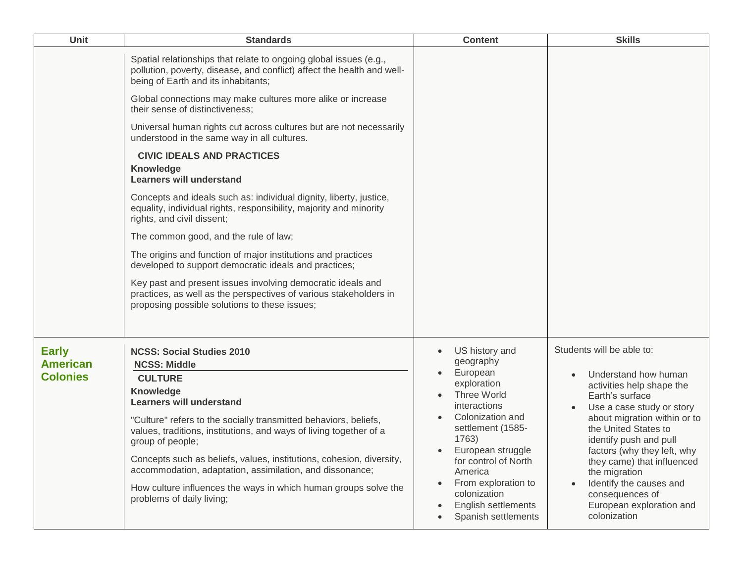| Unit | Standards | Content | Skills |
| --- | --- | --- | --- |
| | Spatial relationships that relate to ongoing global issues (e.g., pollution, poverty, disease, and conflict) affect the health and well-being of Earth and its inhabitants;<br><br>Global connections may make cultures more alike or increase their sense of distinctiveness;<br><br>Universal human rights cut across cultures but are not necessarily understood in the same way in all cultures.<br><br>**CIVIC IDEALS AND PRACTICES**<br>**Knowledge**<br>**Learners will understand**<br><br>Concepts and ideals such as: individual dignity, liberty, justice, equality, individual rights, responsibility, majority and minority rights, and civil dissent;<br><br>The common good, and the rule of law;<br><br>The origins and function of major institutions and practices developed to support democratic ideals and practices;<br><br>Key past and present issues involving democratic ideals and practices, as well as the perspectives of various stakeholders in proposing possible solutions to these issues; | | |
| **Early American Colonies** | **NCSS: Social Studies 2010**<br>**NCSS: Middle**<br>**CULTURE**<br>**Knowledge**<br>**Learners will understand**<br><br>"Culture" refers to the socially transmitted behaviors, beliefs, values, traditions, institutions, and ways of living together of a group of people;<br><br>Concepts such as beliefs, values, institutions, cohesion, diversity, accommodation, adaptation, assimilation, and dissonance;<br><br>How culture influences the ways in which human groups solve the problems of daily living; | • US history and geography<br>• European exploration<br>• Three World interactions<br>• Colonization and settlement (1585-1763)<br>• European struggle for control of North America<br>• From exploration to colonization<br>• English settlements<br>• Spanish settlements | Students will be able to:<br><br>• Understand how human activities help shape the Earth's surface<br>• Use a case study or story about migration within or to the United States to identify push and pull factors (why they left, why they came) that influenced the migration<br>• Identify the causes and consequences of European exploration and colonization |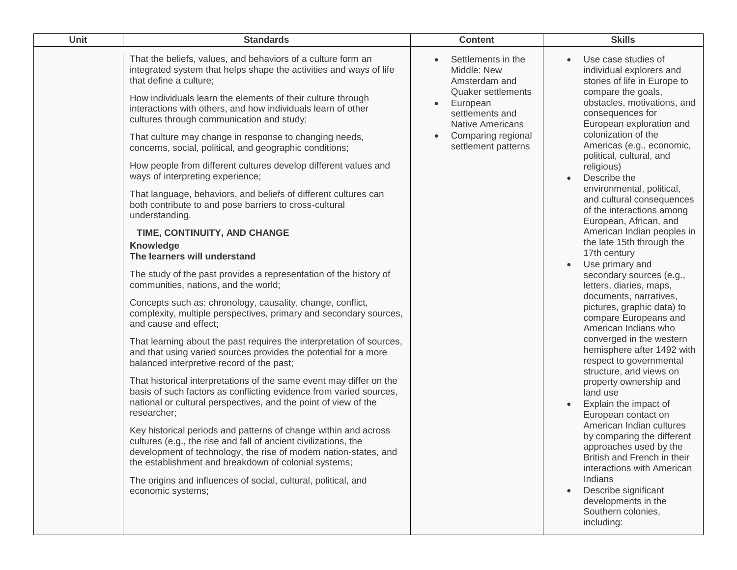| Unit | Standards | Content | Skills |
| --- | --- | --- | --- |
| | That the beliefs, values, and behaviors of a culture form an integrated system that helps shape the activities and ways of life that define a culture;<br><br>How individuals learn the elements of their culture through interactions with others, and how individuals learn of other cultures through communication and study;<br><br>That culture may change in response to changing needs, concerns, social, political, and geographic conditions;<br><br>How people from different cultures develop different values and ways of interpreting experience;<br><br>That language, behaviors, and beliefs of different cultures can both contribute to and pose barriers to cross-cultural understanding.<br><br>**TIME, CONTINUITY, AND CHANGE**<br>**Knowledge**<br>**The learners will understand**<br><br>The study of the past provides a representation of the history of communities, nations, and the world;<br><br>Concepts such as: chronology, causality, change, conflict, complexity, multiple perspectives, primary and secondary sources, and cause and effect;<br><br>That learning about the past requires the interpretation of sources, and that using varied sources provides the potential for a more balanced interpretive record of the past;<br><br>That historical interpretations of the same event may differ on the basis of such factors as conflicting evidence from varied sources, national or cultural perspectives, and the point of view of the researcher;<br><br>Key historical periods and patterns of change within and across cultures (e.g., the rise and fall of ancient civilizations, the development of technology, the rise of modem nation-states, and the establishment and breakdown of colonial systems;<br><br>The origins and influences of social, cultural, political, and economic systems; | • Settlements in the Middle: New Amsterdam and Quaker settlements<br>• European settlements and Native Americans<br>• Comparing regional settlement patterns | • Use case studies of individual explorers and stories of life in Europe to compare the goals, obstacles, motivations, and consequences for European exploration and colonization of the Americas (e.g., economic, political, cultural, and religious)<br>• Describe the environmental, political, and cultural consequences of the interactions among European, African, and American Indian peoples in the late 15th through the 17th century<br>• Use primary and secondary sources (e.g., letters, diaries, maps, documents, narratives, pictures, graphic data) to compare Europeans and American Indians who converged in the western hemisphere after 1492 with respect to governmental structure, and views on property ownership and land use<br>• Explain the impact of European contact on American Indian cultures by comparing the different approaches used by the British and French in their interactions with American Indians<br>• Describe significant developments in the Southern colonies, including: |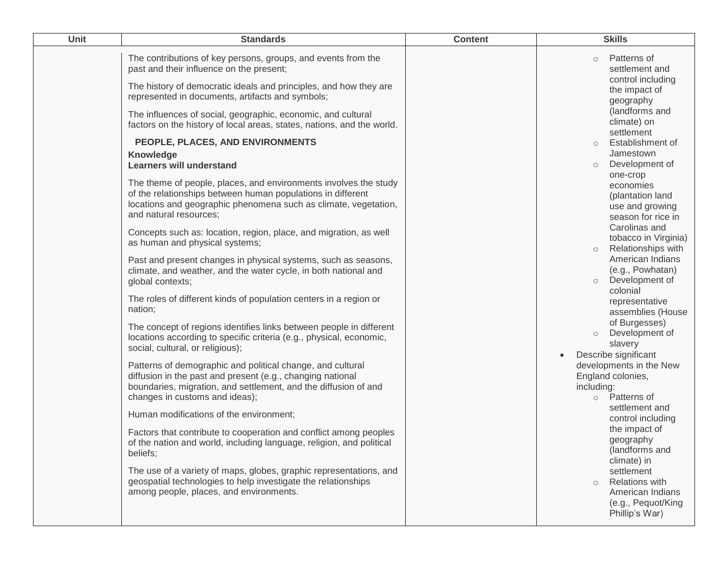| Unit | Standards | Content | Skills |
|---|---|---|---|
| | The contributions of key persons, groups, and events from the past and their influence on the present;<br><br>The history of democratic ideals and principles, and how they are represented in documents, artifacts and symbols;<br><br>The influences of social, geographic, economic, and cultural factors on the history of local areas, states, nations, and the world.<br><br>**PEOPLE, PLACES, AND ENVIRONMENTS**<br>**Knowledge**<br>**Learners will understand**<br><br>The theme of people, places, and environments involves the study of the relationships between human populations in different locations and geographic phenomena such as climate, vegetation, and natural resources;<br><br>Concepts such as: location, region, place, and migration, as well as human and physical systems;<br><br>Past and present changes in physical systems, such as seasons, climate, and weather, and the water cycle, in both national and global contexts;<br><br>The roles of different kinds of population centers in a region or nation;<br><br>The concept of regions identifies links between people in different locations according to specific criteria (e.g., physical, economic, social, cultural, or religious);<br><br>Patterns of demographic and political change, and cultural diffusion in the past and present (e.g., changing national boundaries, migration, and settlement, and the diffusion of and changes in customs and ideas);<br><br>Human modifications of the environment;<br><br>Factors that contribute to cooperation and conflict among peoples of the nation and world, including language, religion, and political beliefs;<br><br>The use of a variety of maps, globes, graphic representations, and geospatial technologies to help investigate the relationships among people, places, and environments. | | ○ Patterns of settlement and control including the impact of geography (landforms and climate) on settlement<br>○ Establishment of Jamestown<br>○ Development of one-crop economies (plantation land use and growing season for rice in Carolinas and tobacco in Virginia)<br>○ Relationships with American Indians (e.g., Powhatan)<br>○ Development of colonial representative assemblies (House of Burgesses)<br>○ Development of slavery<br>• Describe significant developments in the New England colonies, including:<br>○ Patterns of settlement and control including the impact of geography (landforms and climate) in settlement<br>○ Relations with American Indians (e.g., Pequot/King Phillip's War) |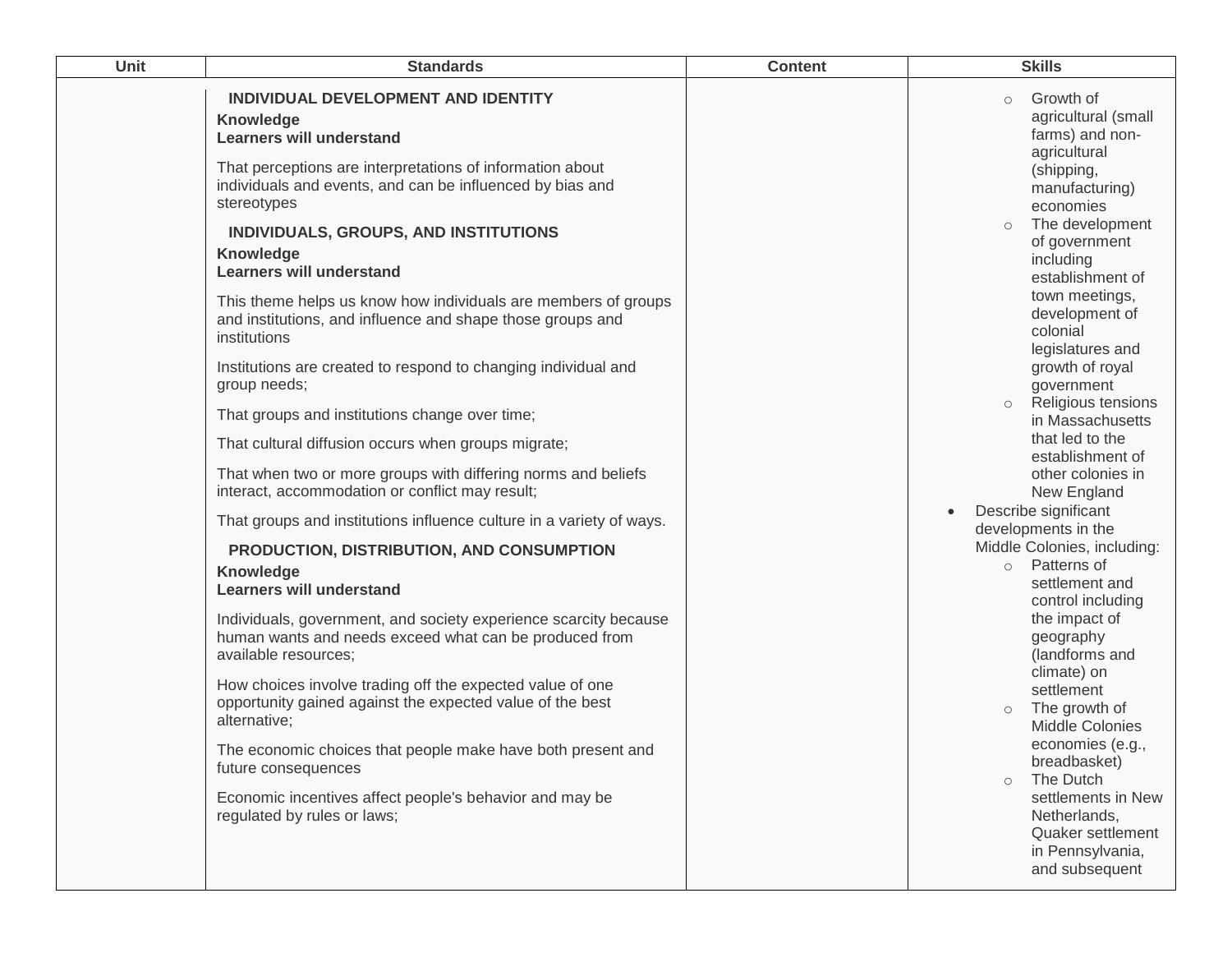| Unit | Standards | Content | Skills |
| --- | --- | --- | --- |
|  | **INDIVIDUAL DEVELOPMENT AND IDENTITY**<br>**Knowledge**<br>**Learners will understand**<br><br>That perceptions are interpretations of information about individuals and events, and can be influenced by bias and stereotypes<br><br>**INDIVIDUALS, GROUPS, AND INSTITUTIONS**<br>**Knowledge**<br>**Learners will understand**<br><br>This theme helps us know how individuals are members of groups and institutions, and influence and shape those groups and institutions<br><br>Institutions are created to respond to changing individual and group needs;<br><br>That groups and institutions change over time;<br><br>That cultural diffusion occurs when groups migrate;<br><br>That when two or more groups with differing norms and beliefs interact, accommodation or conflict may result;<br><br>That groups and institutions influence culture in a variety of ways.<br><br>**PRODUCTION, DISTRIBUTION, AND CONSUMPTION**<br>**Knowledge**<br>**Learners will understand**<br><br>Individuals, government, and society experience scarcity because human wants and needs exceed what can be produced from available resources;<br><br>How choices involve trading off the expected value of one opportunity gained against the expected value of the best alternative;<br><br>The economic choices that people make have both present and future consequences<br><br>Economic incentives affect people's behavior and may be regulated by rules or laws; |  | ◦ Growth of agricultural (small farms) and non-agricultural (shipping, manufacturing) economies<br>◦ The development of government including establishment of town meetings, development of colonial legislatures and growth of royal government<br>◦ Religious tensions in Massachusetts that led to the establishment of other colonies in New England<br><br>• Describe significant developments in the Middle Colonies, including:<br>◦ Patterns of settlement and control including the impact of geography (landforms and climate) on settlement<br>◦ The growth of Middle Colonies economies (e.g., breadbasket)<br>◦ The Dutch settlements in New Netherlands, Quaker settlement in Pennsylvania, and subsequent |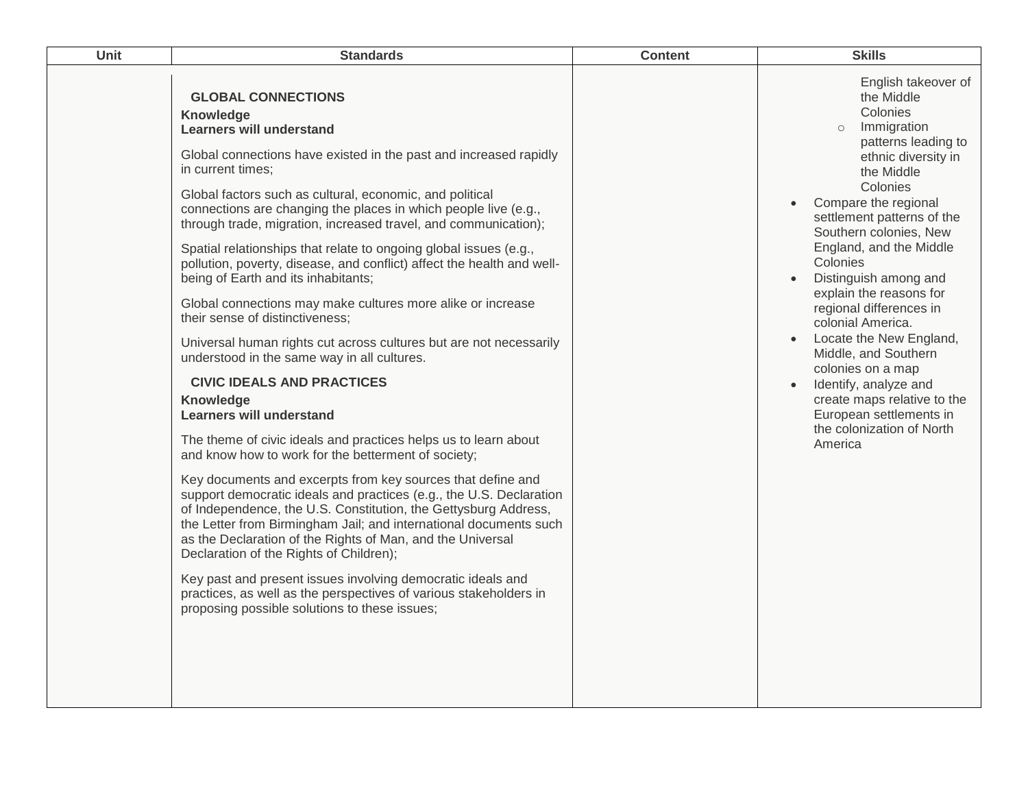| Unit | Standards | Content | Skills |
|---|---|---|---|
| | **GLOBAL CONNECTIONS**<br>**Knowledge**<br>**Learners will understand**<br><br>Global connections have existed in the past and increased rapidly in current times;<br><br>Global factors such as cultural, economic, and political connections are changing the places in which people live (e.g., through trade, migration, increased travel, and communication);<br><br>Spatial relationships that relate to ongoing global issues (e.g., pollution, poverty, disease, and conflict) affect the health and well-being of Earth and its inhabitants;<br><br>Global connections may make cultures more alike or increase their sense of distinctiveness;<br><br>Universal human rights cut across cultures but are not necessarily understood in the same way in all cultures.<br><br>**CIVIC IDEALS AND PRACTICES**<br>**Knowledge**<br>**Learners will understand**<br><br>The theme of civic ideals and practices helps us to learn about and know how to work for the betterment of society;<br><br>Key documents and excerpts from key sources that define and support democratic ideals and practices (e.g., the U.S. Declaration of Independence, the U.S. Constitution, the Gettysburg Address, the Letter from Birmingham Jail; and international documents such as the Declaration of the Rights of Man, and the Universal Declaration of the Rights of Children);<br><br>Key past and present issues involving democratic ideals and practices, as well as the perspectives of various stakeholders in proposing possible solutions to these issues; | | English takeover of the Middle Colonies<br>○ Immigration patterns leading to ethnic diversity in the Middle Colonies<br>• Compare the regional settlement patterns of the Southern colonies, New England, and the Middle Colonies<br>• Distinguish among and explain the reasons for regional differences in colonial America.<br>• Locate the New England, Middle, and Southern colonies on a map<br>• Identify, analyze and create maps relative to the European settlements in the colonization of North America |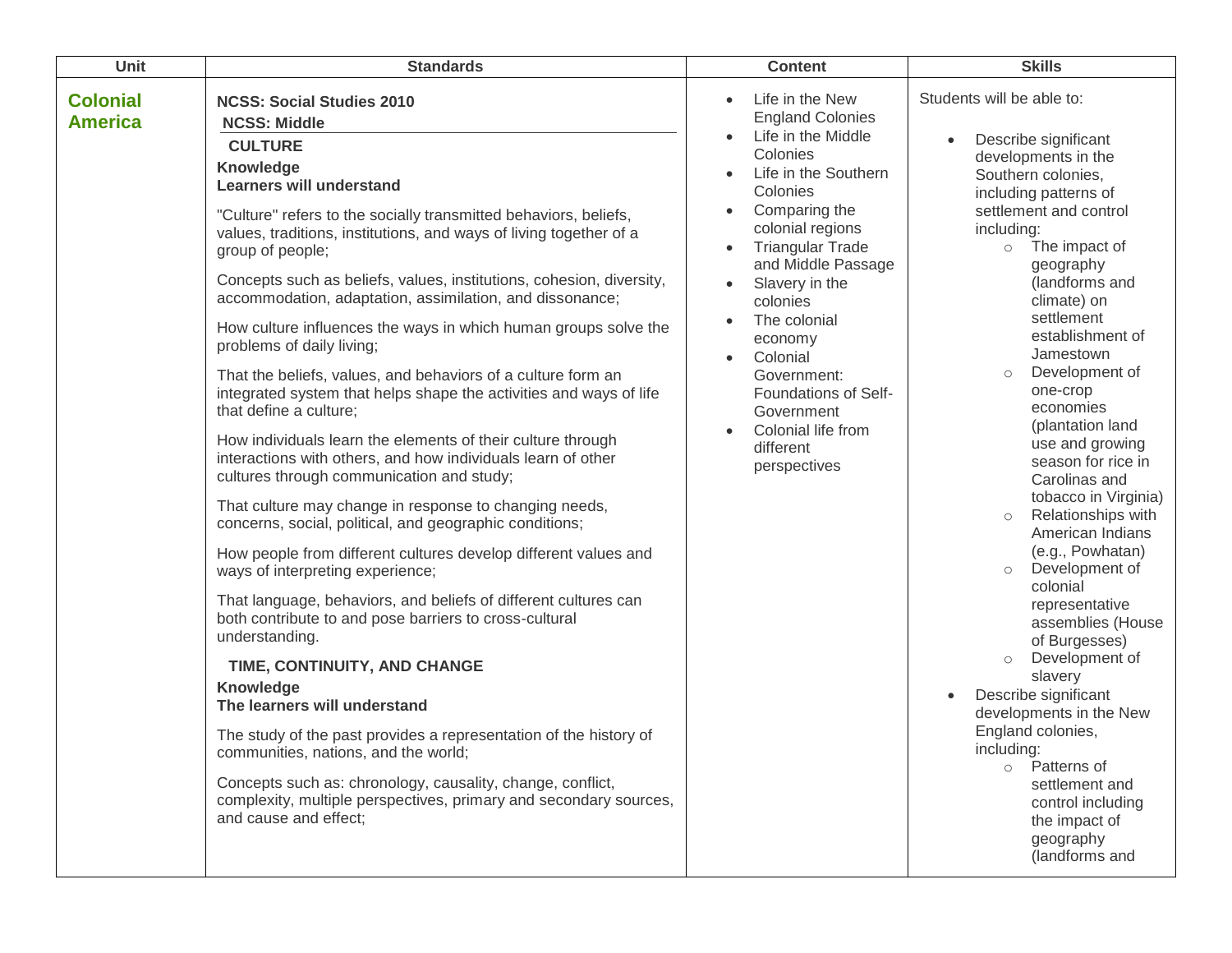| Unit | Standards | Content | Skills |
|---|---|---|---|
| **Colonial America** | **NCSS: Social Studies 2010**<br>**NCSS: Middle**<br>**CULTURE**<br>**Knowledge**<br>**Learners will understand**<br><br>"Culture" refers to the socially transmitted behaviors, beliefs, values, traditions, institutions, and ways of living together of a group of people;<br><br>Concepts such as beliefs, values, institutions, cohesion, diversity, accommodation, adaptation, assimilation, and dissonance;<br><br>How culture influences the ways in which human groups solve the problems of daily living;<br><br>That the beliefs, values, and behaviors of a culture form an integrated system that helps shape the activities and ways of life that define a culture;<br><br>How individuals learn the elements of their culture through interactions with others, and how individuals learn of other cultures through communication and study;<br><br>That culture may change in response to changing needs, concerns, social, political, and geographic conditions;<br><br>How people from different cultures develop different values and ways of interpreting experience;<br><br>That language, behaviors, and beliefs of different cultures can both contribute to and pose barriers to cross-cultural understanding.<br><br>**TIME, CONTINUITY, AND CHANGE**<br>**Knowledge**<br>**The learners will understand**<br><br>The study of the past provides a representation of the history of communities, nations, and the world;<br><br>Concepts such as: chronology, causality, change, conflict, complexity, multiple perspectives, primary and secondary sources, and cause and effect; | • Life in the New England Colonies<br>• Life in the Middle Colonies<br>• Life in the Southern Colonies<br>• Comparing the colonial regions<br>• Triangular Trade and Middle Passage<br>• Slavery in the colonies<br>• The colonial economy<br>• Colonial Government: Foundations of Self-Government<br>• Colonial life from different perspectives | Students will be able to:<br><br>• Describe significant developments in the Southern colonies, including patterns of settlement and control including:<br>  ○ The impact of geography (landforms and climate) on settlement establishment of Jamestown<br>  ○ Development of one-crop economies (plantation land use and growing season for rice in Carolinas and tobacco in Virginia)<br>  ○ Relationships with American Indians (e.g., Powhatan)<br>  ○ Development of colonial representative assemblies (House of Burgesses)<br>  ○ Development of slavery<br>• Describe significant developments in the New England colonies, including:<br>  ○ Patterns of settlement and control including the impact of geography (landforms and |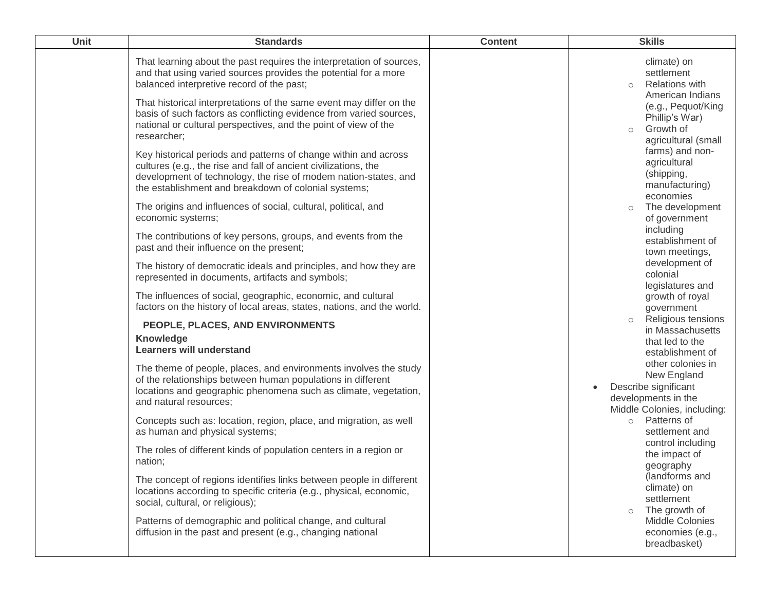| Unit | Standards | Content | Skills |
| --- | --- | --- | --- |
| | That learning about the past requires the interpretation of sources, and that using varied sources provides the potential for a more balanced interpretive record of the past;<br><br>That historical interpretations of the same event may differ on the basis of such factors as conflicting evidence from varied sources, national or cultural perspectives, and the point of view of the researcher;<br><br>Key historical periods and patterns of change within and across cultures (e.g., the rise and fall of ancient civilizations, the development of technology, the rise of modem nation-states, and the establishment and breakdown of colonial systems;<br><br>The origins and influences of social, cultural, political, and economic systems;<br><br>The contributions of key persons, groups, and events from the past and their influence on the present;<br><br>The history of democratic ideals and principles, and how they are represented in documents, artifacts and symbols;<br><br>The influences of social, geographic, economic, and cultural factors on the history of local areas, states, nations, and the world.<br><br>**PEOPLE, PLACES, AND ENVIRONMENTS**<br>**Knowledge**<br>**Learners will understand**<br><br>The theme of people, places, and environments involves the study of the relationships between human populations in different locations and geographic phenomena such as climate, vegetation, and natural resources;<br><br>Concepts such as: location, region, place, and migration, as well as human and physical systems;<br><br>The roles of different kinds of population centers in a region or nation;<br><br>The concept of regions identifies links between people in different locations according to specific criteria (e.g., physical, economic, social, cultural, or religious);<br><br>Patterns of demographic and political change, and cultural diffusion in the past and present (e.g., changing national | | climate) on settlement<br>○ Relations with American Indians (e.g., Pequot/King Phillip's War)<br>○ Growth of agricultural (small farms) and non-agricultural (shipping, manufacturing) economies<br>○ The development of government including establishment of town meetings, development of colonial legislatures and growth of royal government<br>○ Religious tensions in Massachusetts that led to the establishment of other colonies in New England<br>• Describe significant developments in the Middle Colonies, including:<br>○ Patterns of settlement and control including the impact of geography (landforms and climate) on settlement<br>○ The growth of Middle Colonies economies (e.g., breadbasket) |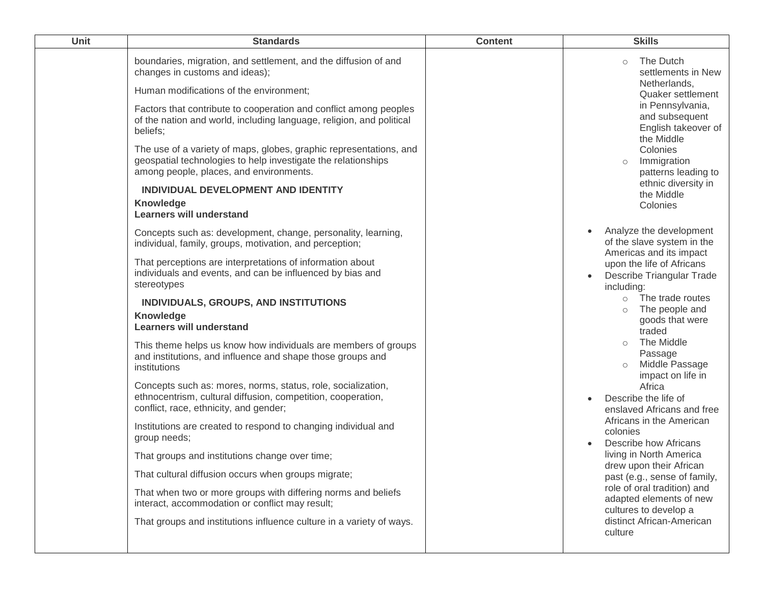| Unit | Standards | Content | Skills |
|---|---|---|---|
| | boundaries, migration, and settlement, and the diffusion of and changes in customs and ideas);<br><br>Human modifications of the environment;<br><br>Factors that contribute to cooperation and conflict among peoples of the nation and world, including language, religion, and political beliefs;<br><br>The use of a variety of maps, globes, graphic representations, and geospatial technologies to help investigate the relationships among people, places, and environments.<br><br>**INDIVIDUAL DEVELOPMENT AND IDENTITY**<br>**Knowledge**<br>**Learners will understand**<br><br>Concepts such as: development, change, personality, learning, individual, family, groups, motivation, and perception;<br><br>That perceptions are interpretations of information about individuals and events, and can be influenced by bias and stereotypes<br><br>**INDIVIDUALS, GROUPS, AND INSTITUTIONS**<br>**Knowledge**<br>**Learners will understand**<br><br>This theme helps us know how individuals are members of groups and institutions, and influence and shape those groups and institutions<br><br>Concepts such as: mores, norms, status, role, socialization, ethnocentrism, cultural diffusion, competition, cooperation, conflict, race, ethnicity, and gender;<br><br>Institutions are created to respond to changing individual and group needs;<br><br>That groups and institutions change over time;<br><br>That cultural diffusion occurs when groups migrate;<br><br>That when two or more groups with differing norms and beliefs interact, accommodation or conflict may result;<br><br>That groups and institutions influence culture in a variety of ways. | | ○ The Dutch settlements in New Netherlands, Quaker settlement in Pennsylvania, and subsequent English takeover of the Middle Colonies<br>○ Immigration patterns leading to ethnic diversity in the Middle Colonies<br><br>• Analyze the development of the slave system in the Americas and its impact upon the life of Africans<br>• Describe Triangular Trade including:<br>○ The trade routes<br>○ The people and goods that were traded<br>○ The Middle Passage<br>○ Middle Passage impact on life in Africa<br>• Describe the life of enslaved Africans and free Africans in the American colonies<br>• Describe how Africans living in North America drew upon their African past (e.g., sense of family, role of oral tradition) and adapted elements of new cultures to develop a distinct African-American culture |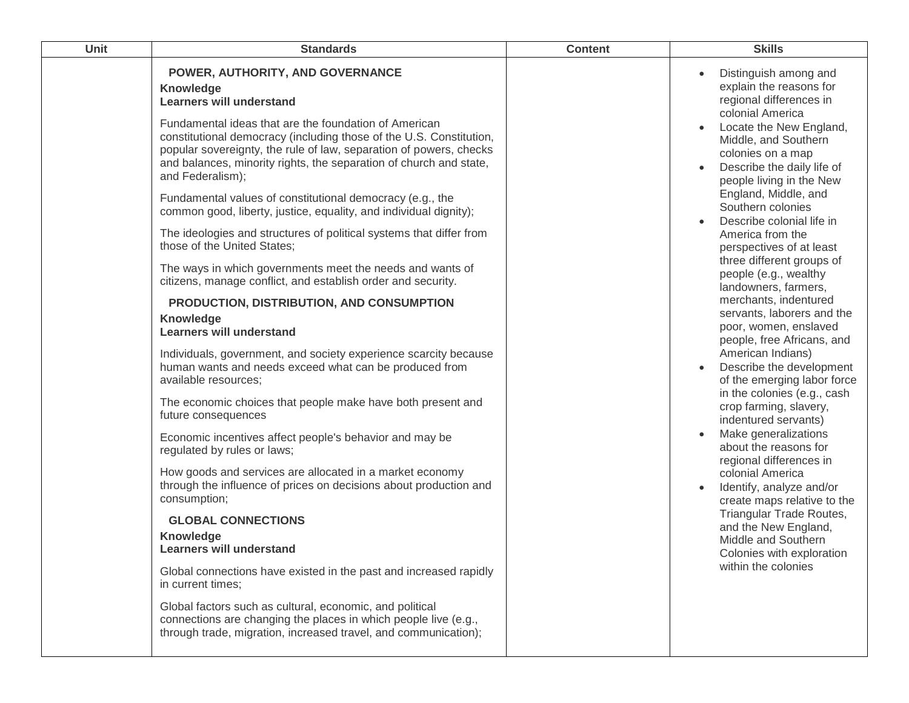| Unit | Standards | Content | Skills |
| --- | --- | --- | --- |
| | **POWER, AUTHORITY, AND GOVERNANCE**<br>**Knowledge**<br>**Learners will understand**<br><br>Fundamental ideas that are the foundation of American constitutional democracy (including those of the U.S. Constitution, popular sovereignty, the rule of law, separation of powers, checks and balances, minority rights, the separation of church and state, and Federalism);<br><br>Fundamental values of constitutional democracy (e.g., the common good, liberty, justice, equality, and individual dignity);<br><br>The ideologies and structures of political systems that differ from those of the United States;<br><br>The ways in which governments meet the needs and wants of citizens, manage conflict, and establish order and security.<br><br>**PRODUCTION, DISTRIBUTION, AND CONSUMPTION**<br>**Knowledge**<br>**Learners will understand**<br><br>Individuals, government, and society experience scarcity because human wants and needs exceed what can be produced from available resources;<br><br>The economic choices that people make have both present and future consequences<br><br>Economic incentives affect people's behavior and may be regulated by rules or laws;<br><br>How goods and services are allocated in a market economy through the influence of prices on decisions about production and consumption;<br><br>**GLOBAL CONNECTIONS**<br>**Knowledge**<br>**Learners will understand**<br><br>Global connections have existed in the past and increased rapidly in current times;<br><br>Global factors such as cultural, economic, and political connections are changing the places in which people live (e.g., through trade, migration, increased travel, and communication); | | • Distinguish among and explain the reasons for regional differences in colonial America<br>• Locate the New England, Middle, and Southern colonies on a map<br>• Describe the daily life of people living in the New England, Middle, and Southern colonies<br>• Describe colonial life in America from the perspectives of at least three different groups of people (e.g., wealthy landowners, farmers, merchants, indentured servants, laborers and the poor, women, enslaved people, free Africans, and American Indians)<br>• Describe the development of the emerging labor force in the colonies (e.g., cash crop farming, slavery, indentured servants)<br>• Make generalizations about the reasons for regional differences in colonial America<br>• Identify, analyze and/or create maps relative to the Triangular Trade Routes, and the New England, Middle and Southern Colonies with exploration within the colonies |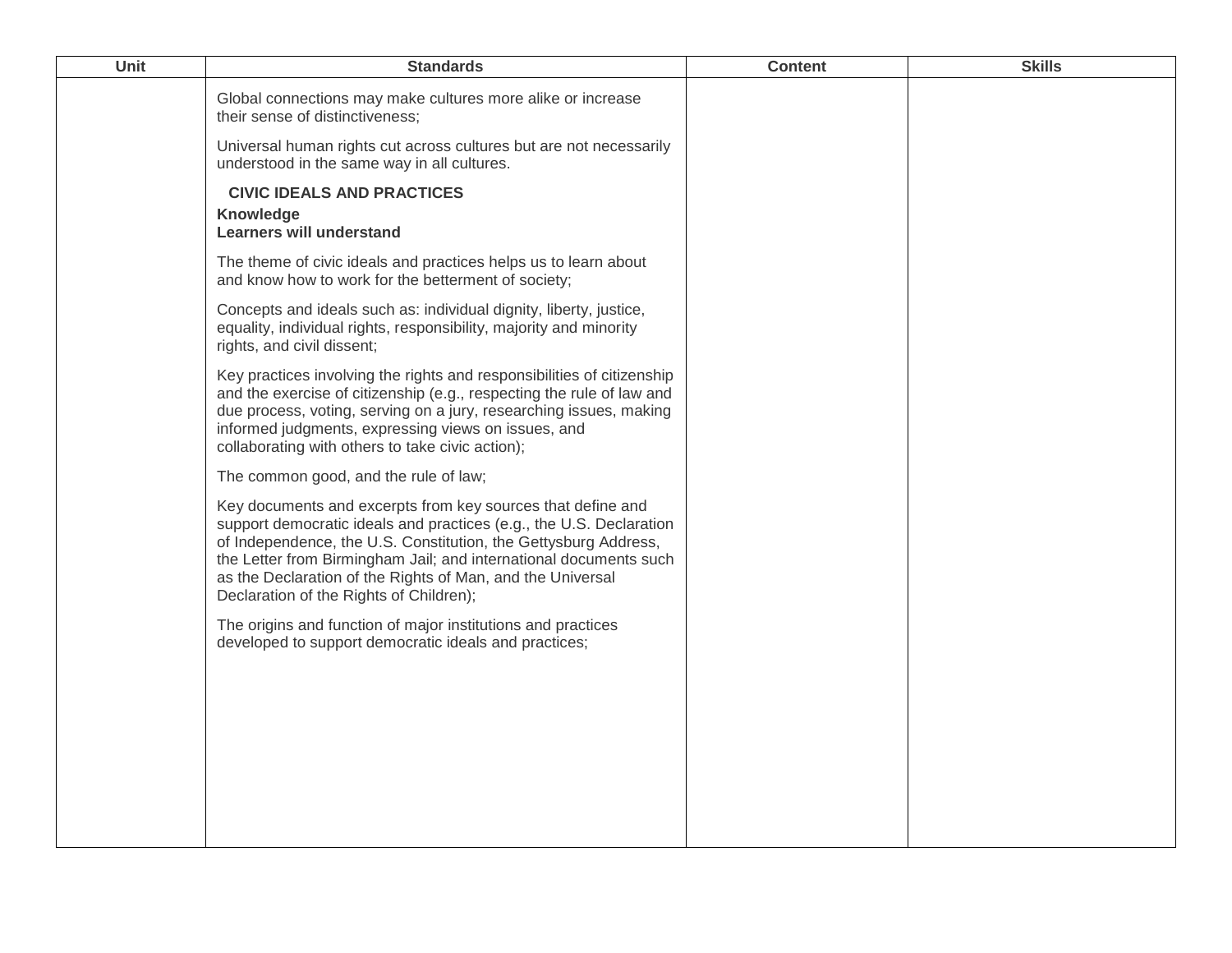| Unit | Standards | Content | Skills |
|---|---|---|---|
| | Global connections may make cultures more alike or increase their sense of distinctiveness;<br><br>Universal human rights cut across cultures but are not necessarily understood in the same way in all cultures.<br><br>**CIVIC IDEALS AND PRACTICES**<br>**Knowledge**<br>**Learners will understand**<br><br>The theme of civic ideals and practices helps us to learn about and know how to work for the betterment of society;<br><br>Concepts and ideals such as: individual dignity, liberty, justice, equality, individual rights, responsibility, majority and minority rights, and civil dissent;<br><br>Key practices involving the rights and responsibilities of citizenship and the exercise of citizenship (e.g., respecting the rule of law and due process, voting, serving on a jury, researching issues, making informed judgments, expressing views on issues, and collaborating with others to take civic action);<br><br>The common good, and the rule of law;<br><br>Key documents and excerpts from key sources that define and support democratic ideals and practices (e.g., the U.S. Declaration of Independence, the U.S. Constitution, the Gettysburg Address, the Letter from Birmingham Jail; and international documents such as the Declaration of the Rights of Man, and the Universal Declaration of the Rights of Children);<br><br>The origins and function of major institutions and practices developed to support democratic ideals and practices; | | |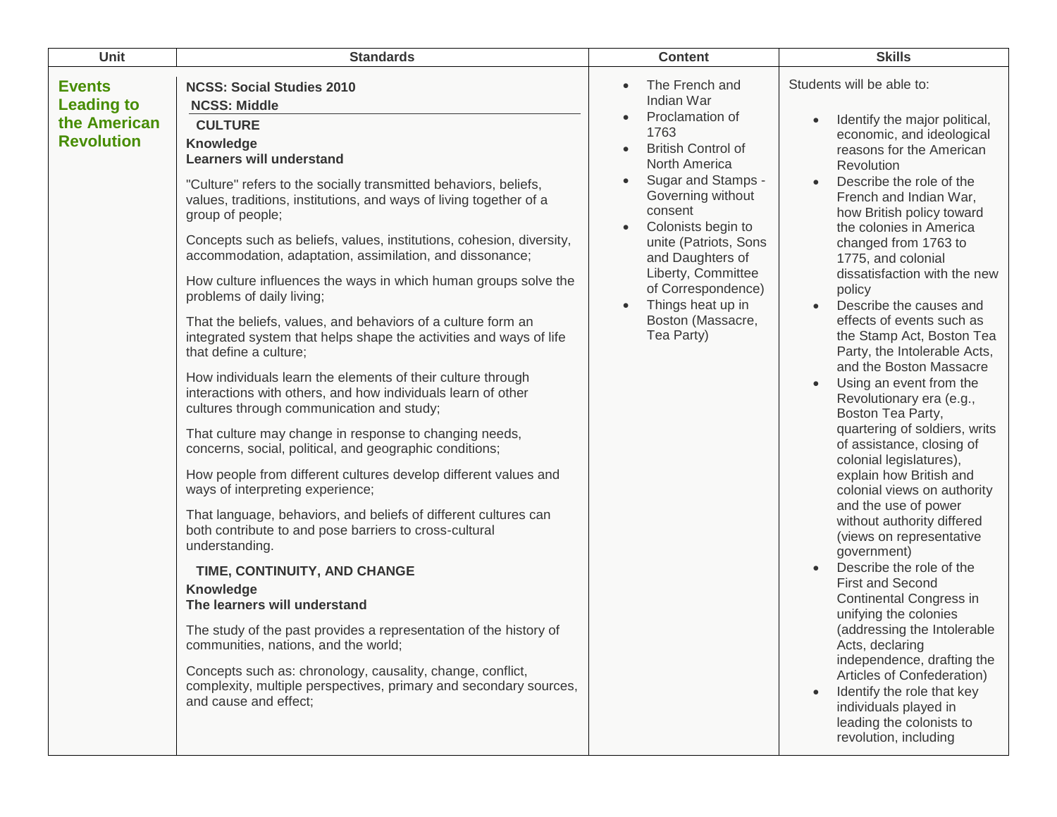| Unit | Standards | Content | Skills |
|---|---|---|---|
| **Events Leading to the American Revolution** | **NCSS: Social Studies 2010**<br>**NCSS: Middle**<br>**CULTURE**<br>**Knowledge**<br>**Learners will understand**<br><br>"Culture" refers to the socially transmitted behaviors, beliefs, values, traditions, institutions, and ways of living together of a group of people;<br><br>Concepts such as beliefs, values, institutions, cohesion, diversity, accommodation, adaptation, assimilation, and dissonance;<br><br>How culture influences the ways in which human groups solve the problems of daily living;<br><br>That the beliefs, values, and behaviors of a culture form an integrated system that helps shape the activities and ways of life that define a culture;<br><br>How individuals learn the elements of their culture through interactions with others, and how individuals learn of other cultures through communication and study;<br><br>That culture may change in response to changing needs, concerns, social, political, and geographic conditions;<br><br>How people from different cultures develop different values and ways of interpreting experience;<br><br>That language, behaviors, and beliefs of different cultures can both contribute to and pose barriers to cross-cultural understanding.<br><br>**TIME, CONTINUITY, AND CHANGE**<br>**Knowledge**<br>**The learners will understand**<br><br>The study of the past provides a representation of the history of communities, nations, and the world;<br><br>Concepts such as: chronology, causality, change, conflict, complexity, multiple perspectives, primary and secondary sources, and cause and effect; | • The French and Indian War<br>• Proclamation of 1763<br>• British Control of North America<br>• Sugar and Stamps - Governing without consent<br>• Colonists begin to unite (Patriots, Sons and Daughters of Liberty, Committee of Correspondence)<br>• Things heat up in Boston (Massacre, Tea Party) | Students will be able to:<br><br>• Identify the major political, economic, and ideological reasons for the American Revolution<br>• Describe the role of the French and Indian War, how British policy toward the colonies in America changed from 1763 to 1775, and colonial dissatisfaction with the new policy<br>• Describe the causes and effects of events such as the Stamp Act, Boston Tea Party, the Intolerable Acts, and the Boston Massacre<br>• Using an event from the Revolutionary era (e.g., Boston Tea Party, quartering of soldiers, writs of assistance, closing of colonial legislatures), explain how British and colonial views on authority and the use of power without authority differed (views on representative government)<br>• Describe the role of the First and Second Continental Congress in unifying the colonies (addressing the Intolerable Acts, declaring independence, drafting the Articles of Confederation)<br>• Identify the role that key individuals played in leading the colonists to revolution, including |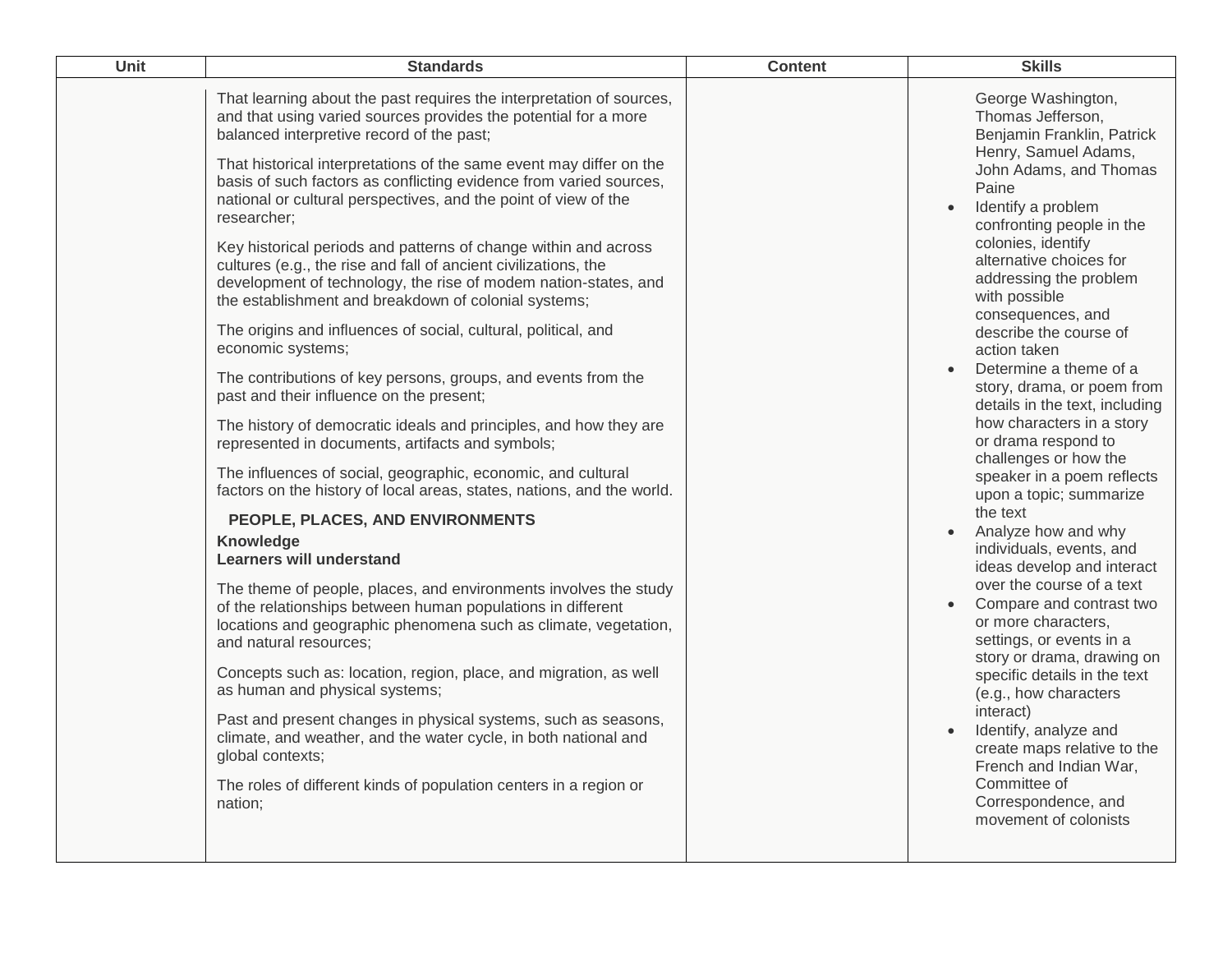| Unit | Standards | Content | Skills |
|---|---|---|---|
| | That learning about the past requires the interpretation of sources, and that using varied sources provides the potential for a more balanced interpretive record of the past;<br><br>That historical interpretations of the same event may differ on the basis of such factors as conflicting evidence from varied sources, national or cultural perspectives, and the point of view of the researcher;<br><br>Key historical periods and patterns of change within and across cultures (e.g., the rise and fall of ancient civilizations, the development of technology, the rise of modem nation-states, and the establishment and breakdown of colonial systems;<br><br>The origins and influences of social, cultural, political, and economic systems;<br><br>The contributions of key persons, groups, and events from the past and their influence on the present;<br><br>The history of democratic ideals and principles, and how they are represented in documents, artifacts and symbols;<br><br>The influences of social, geographic, economic, and cultural factors on the history of local areas, states, nations, and the world.<br><br>**PEOPLE, PLACES, AND ENVIRONMENTS**<br>**Knowledge**<br>**Learners will understand**<br><br>The theme of people, places, and environments involves the study of the relationships between human populations in different locations and geographic phenomena such as climate, vegetation, and natural resources;<br><br>Concepts such as: location, region, place, and migration, as well as human and physical systems;<br><br>Past and present changes in physical systems, such as seasons, climate, and weather, and the water cycle, in both national and global contexts;<br><br>The roles of different kinds of population centers in a region or nation; | | George Washington, Thomas Jefferson, Benjamin Franklin, Patrick Henry, Samuel Adams, John Adams, and Thomas Paine<br>• Identify a problem confronting people in the colonies, identify alternative choices for addressing the problem with possible consequences, and describe the course of action taken<br>• Determine a theme of a story, drama, or poem from details in the text, including how characters in a story or drama respond to challenges or how the speaker in a poem reflects upon a topic; summarize the text<br>• Analyze how and why individuals, events, and ideas develop and interact over the course of a text<br>• Compare and contrast two or more characters, settings, or events in a story or drama, drawing on specific details in the text (e.g., how characters interact)<br>• Identify, analyze and create maps relative to the French and Indian War, Committee of Correspondence, and movement of colonists |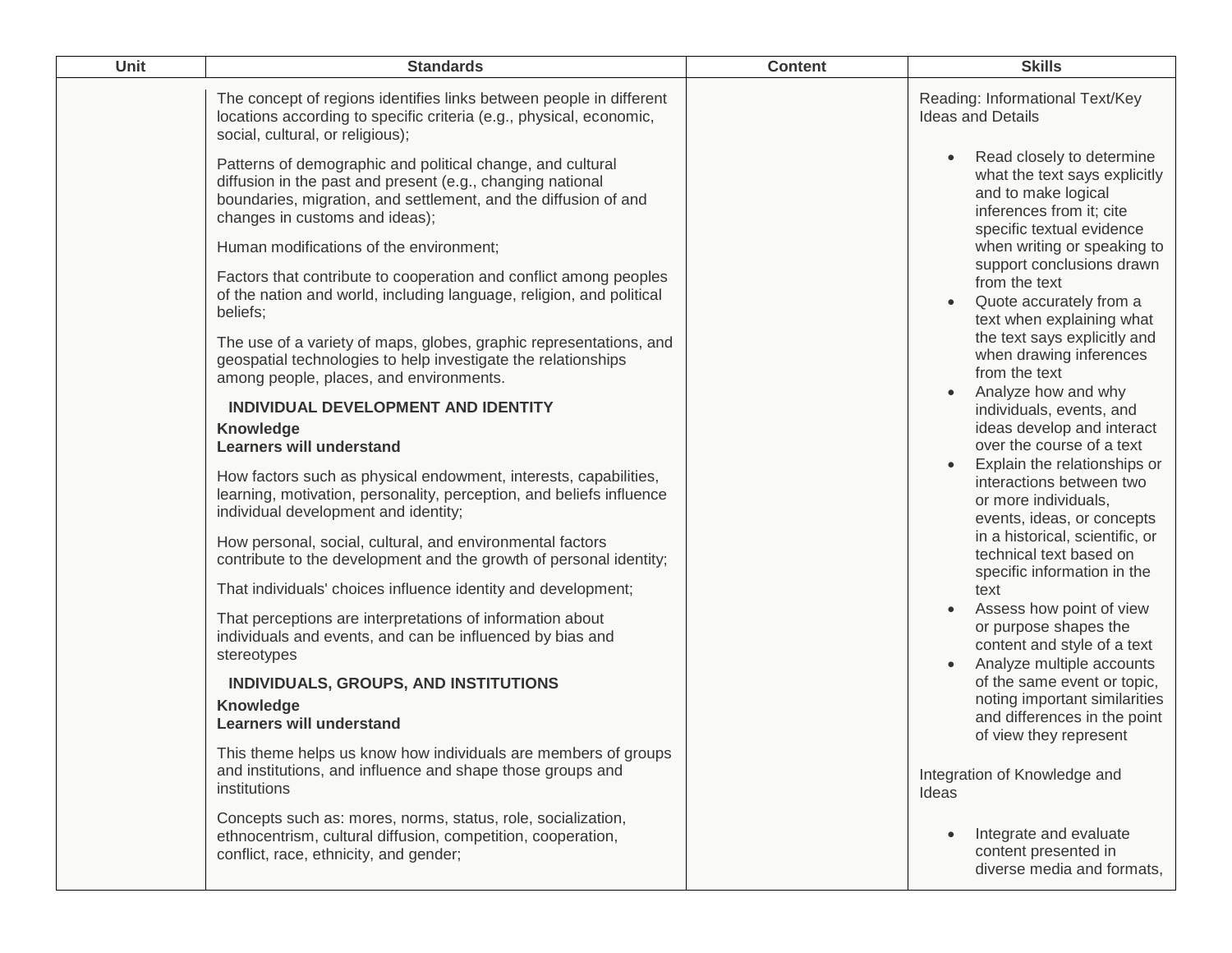| Unit | Standards | Content | Skills |
|---|---|---|---|
| | The concept of regions identifies links between people in different locations according to specific criteria (e.g., physical, economic, social, cultural, or religious);<br><br>Patterns of demographic and political change, and cultural diffusion in the past and present (e.g., changing national boundaries, migration, and settlement, and the diffusion of and changes in customs and ideas);<br><br>Human modifications of the environment;<br><br>Factors that contribute to cooperation and conflict among peoples of the nation and world, including language, religion, and political beliefs;<br><br>The use of a variety of maps, globes, graphic representations, and geospatial technologies to help investigate the relationships among people, places, and environments.<br><br>**INDIVIDUAL DEVELOPMENT AND IDENTITY**<br>**Knowledge**<br>**Learners will understand**<br><br>How factors such as physical endowment, interests, capabilities, learning, motivation, personality, perception, and beliefs influence individual development and identity;<br><br>How personal, social, cultural, and environmental factors contribute to the development and the growth of personal identity;<br><br>That individuals' choices influence identity and development;<br><br>That perceptions are interpretations of information about individuals and events, and can be influenced by bias and stereotypes<br><br>**INDIVIDUALS, GROUPS, AND INSTITUTIONS**<br>**Knowledge**<br>**Learners will understand**<br><br>This theme helps us know how individuals are members of groups and institutions, and influence and shape those groups and institutions<br><br>Concepts such as: mores, norms, status, role, socialization, ethnocentrism, cultural diffusion, competition, cooperation, conflict, race, ethnicity, and gender; | | Reading: Informational Text/Key Ideas and Details<br><br>• Read closely to determine what the text says explicitly and to make logical inferences from it; cite specific textual evidence when writing or speaking to support conclusions drawn from the text<br>• Quote accurately from a text when explaining what the text says explicitly and when drawing inferences from the text<br>• Analyze how and why individuals, events, and ideas develop and interact over the course of a text<br>• Explain the relationships or interactions between two or more individuals, events, ideas, or concepts in a historical, scientific, or technical text based on specific information in the text<br>• Assess how point of view or purpose shapes the content and style of a text<br>• Analyze multiple accounts of the same event or topic, noting important similarities and differences in the point of view they represent<br><br>Integration of Knowledge and Ideas<br><br>• Integrate and evaluate content presented in diverse media and formats, |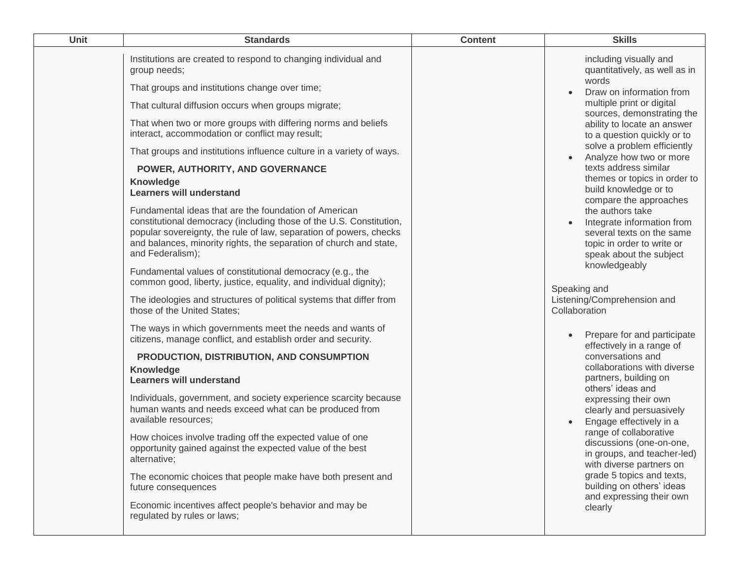| Unit | Standards | Content | Skills |
|---|---|---|---|
| | Institutions are created to respond to changing individual and group needs;<br><br>That groups and institutions change over time;<br><br>That cultural diffusion occurs when groups migrate;<br><br>That when two or more groups with differing norms and beliefs interact, accommodation or conflict may result;<br><br>That groups and institutions influence culture in a variety of ways.<br><br>**POWER, AUTHORITY, AND GOVERNANCE**<br>**Knowledge**<br>**Learners will understand**<br><br>Fundamental ideas that are the foundation of American constitutional democracy (including those of the U.S. Constitution, popular sovereignty, the rule of law, separation of powers, checks and balances, minority rights, the separation of church and state, and Federalism);<br><br>Fundamental values of constitutional democracy (e.g., the common good, liberty, justice, equality, and individual dignity);<br><br>The ideologies and structures of political systems that differ from those of the United States;<br><br>The ways in which governments meet the needs and wants of citizens, manage conflict, and establish order and security.<br><br>**PRODUCTION, DISTRIBUTION, AND CONSUMPTION**<br>**Knowledge**<br>**Learners will understand**<br><br>Individuals, government, and society experience scarcity because human wants and needs exceed what can be produced from available resources;<br><br>How choices involve trading off the expected value of one opportunity gained against the expected value of the best alternative;<br><br>The economic choices that people make have both present and future consequences<br><br>Economic incentives affect people's behavior and may be regulated by rules or laws; | | including visually and quantitatively, as well as in words<br>• Draw on information from multiple print or digital sources, demonstrating the ability to locate an answer to a question quickly or to solve a problem efficiently<br>• Analyze how two or more texts address similar themes or topics in order to build knowledge or to compare the approaches the authors take<br>• Integrate information from several texts on the same topic in order to write or speak about the subject knowledgeably<br><br>Speaking and Listening/Comprehension and Collaboration<br><br>• Prepare for and participate effectively in a range of conversations and collaborations with diverse partners, building on others' ideas and expressing their own clearly and persuasively<br>• Engage effectively in a range of collaborative discussions (one-on-one, in groups, and teacher-led) with diverse partners on grade 5 topics and texts, building on others' ideas and expressing their own clearly |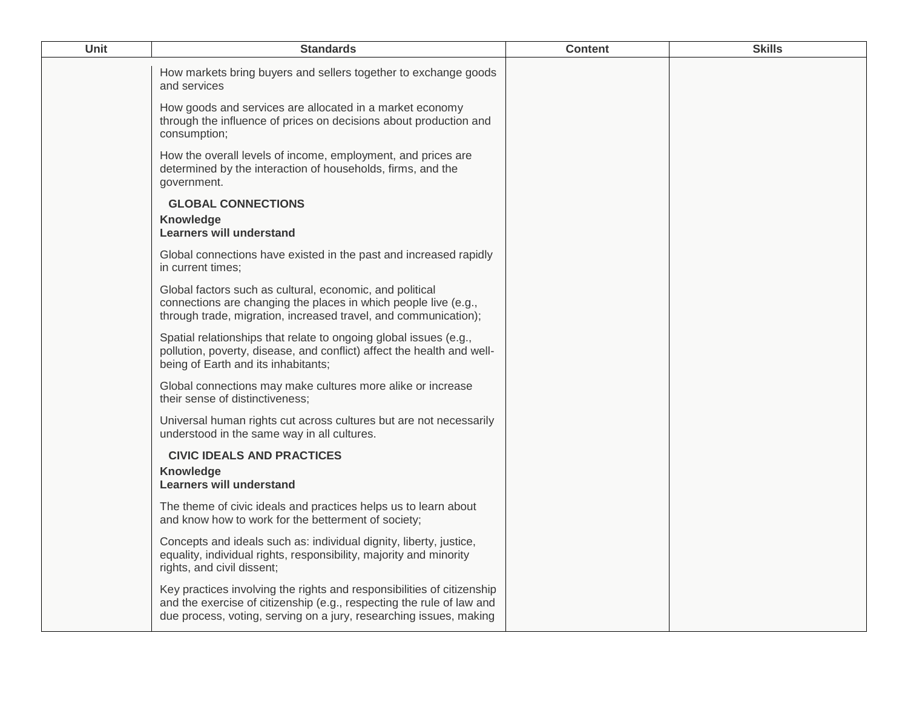| Unit | Standards | Content | Skills |
|---|---|---|---|
| | How markets bring buyers and sellers together to exchange goods and services<br><br>How goods and services are allocated in a market economy through the influence of prices on decisions about production and consumption;<br><br>How the overall levels of income, employment, and prices are determined by the interaction of households, firms, and the government.<br><br>**GLOBAL CONNECTIONS**<br>**Knowledge**<br>**Learners will understand**<br><br>Global connections have existed in the past and increased rapidly in current times;<br><br>Global factors such as cultural, economic, and political connections are changing the places in which people live (e.g., through trade, migration, increased travel, and communication);<br><br>Spatial relationships that relate to ongoing global issues (e.g., pollution, poverty, disease, and conflict) affect the health and well-being of Earth and its inhabitants;<br><br>Global connections may make cultures more alike or increase their sense of distinctiveness;<br><br>Universal human rights cut across cultures but are not necessarily understood in the same way in all cultures.<br><br>**CIVIC IDEALS AND PRACTICES**<br>**Knowledge**<br>**Learners will understand**<br><br>The theme of civic ideals and practices helps us to learn about and know how to work for the betterment of society;<br><br>Concepts and ideals such as: individual dignity, liberty, justice, equality, individual rights, responsibility, majority and minority rights, and civil dissent;<br><br>Key practices involving the rights and responsibilities of citizenship and the exercise of citizenship (e.g., respecting the rule of law and due process, voting, serving on a jury, researching issues, making | | |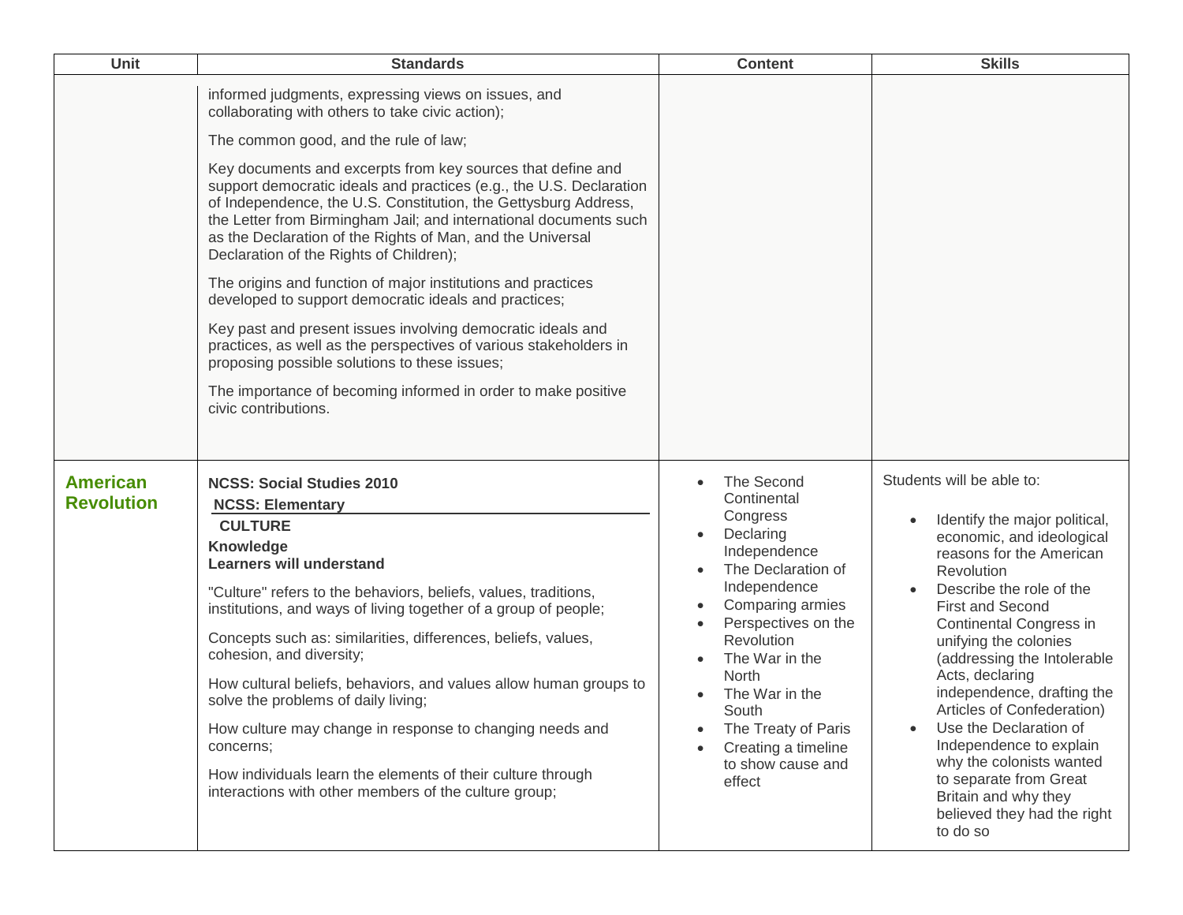| Unit | Standards | Content | Skills |
|---|---|---|---|
| | informed judgments, expressing views on issues, and collaborating with others to take civic action);<br><br>The common good, and the rule of law;<br><br>Key documents and excerpts from key sources that define and support democratic ideals and practices (e.g., the U.S. Declaration of Independence, the U.S. Constitution, the Gettysburg Address, the Letter from Birmingham Jail; and international documents such as the Declaration of the Rights of Man, and the Universal Declaration of the Rights of Children);<br><br>The origins and function of major institutions and practices developed to support democratic ideals and practices;<br><br>Key past and present issues involving democratic ideals and practices, as well as the perspectives of various stakeholders in proposing possible solutions to these issues;<br><br>The importance of becoming informed in order to make positive civic contributions. | | |
| **American Revolution** | **NCSS: Social Studies 2010**<br>**NCSS: Elementary**<br>**CULTURE**<br>**Knowledge**<br>**Learners will understand**<br><br>"Culture" refers to the behaviors, beliefs, values, traditions, institutions, and ways of living together of a group of people;<br><br>Concepts such as: similarities, differences, beliefs, values, cohesion, and diversity;<br><br>How cultural beliefs, behaviors, and values allow human groups to solve the problems of daily living;<br><br>How culture may change in response to changing needs and concerns;<br><br>How individuals learn the elements of their culture through interactions with other members of the culture group; | • The Second Continental Congress<br>• Declaring Independence<br>• The Declaration of Independence<br>• Comparing armies<br>• Perspectives on the Revolution<br>• The War in the North<br>• The War in the South<br>• The Treaty of Paris<br>• Creating a timeline to show cause and effect | Students will be able to:<br><br>• Identify the major political, economic, and ideological reasons for the American Revolution<br>• Describe the role of the First and Second Continental Congress in unifying the colonies (addressing the Intolerable Acts, declaring independence, drafting the Articles of Confederation)<br>• Use the Declaration of Independence to explain why the colonists wanted to separate from Great Britain and why they believed they had the right to do so |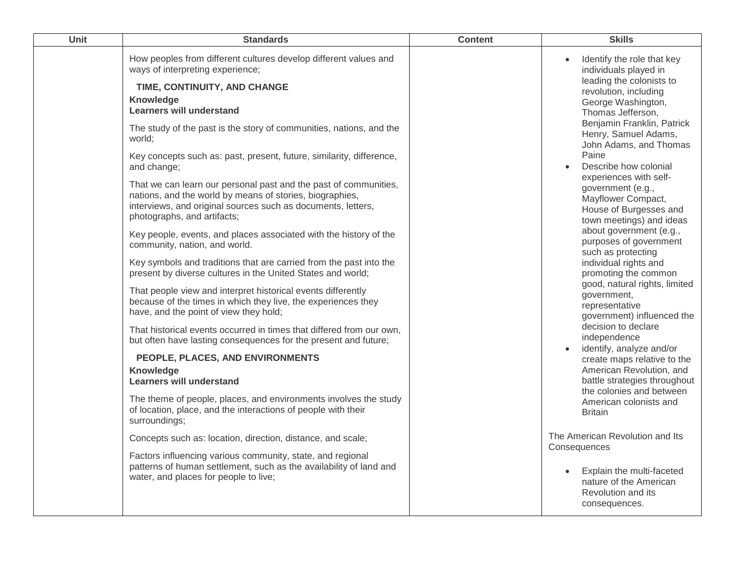| Unit | Standards | Content | Skills |
|---|---|---|---|
| | How peoples from different cultures develop different values and ways of interpreting experience;<br><br>**TIME, CONTINUITY, AND CHANGE**<br>**Knowledge**<br>**Learners will understand**<br><br>The study of the past is the story of communities, nations, and the world;<br><br>Key concepts such as: past, present, future, similarity, difference, and change;<br><br>That we can learn our personal past and the past of communities, nations, and the world by means of stories, biographies, interviews, and original sources such as documents, letters, photographs, and artifacts;<br><br>Key people, events, and places associated with the history of the community, nation, and world.<br><br>Key symbols and traditions that are carried from the past into the present by diverse cultures in the United States and world;<br><br>That people view and interpret historical events differently because of the times in which they live, the experiences they have, and the point of view they hold;<br><br>That historical events occurred in times that differed from our own, but often have lasting consequences for the present and future;<br><br>**PEOPLE, PLACES, AND ENVIRONMENTS**<br>**Knowledge**<br>**Learners will understand**<br><br>The theme of people, places, and environments involves the study of location, place, and the interactions of people with their surroundings;<br><br>Concepts such as: location, direction, distance, and scale;<br><br>Factors influencing various community, state, and regional patterns of human settlement, such as the availability of land and water, and places for people to live; | | • Identify the role that key individuals played in leading the colonists to revolution, including George Washington, Thomas Jefferson, Benjamin Franklin, Patrick Henry, Samuel Adams, John Adams, and Thomas Paine<br>• Describe how colonial experiences with self-government (e.g., Mayflower Compact, House of Burgesses and town meetings) and ideas about government (e.g., purposes of government such as protecting individual rights and promoting the common good, natural rights, limited government, representative government) influenced the decision to declare independence<br>• identify, analyze and/or create maps relative to the American Revolution, and battle strategies throughout the colonies and between American colonists and Britain<br><br>The American Revolution and Its Consequences<br><br>• Explain the multi-faceted nature of the American Revolution and its consequences. |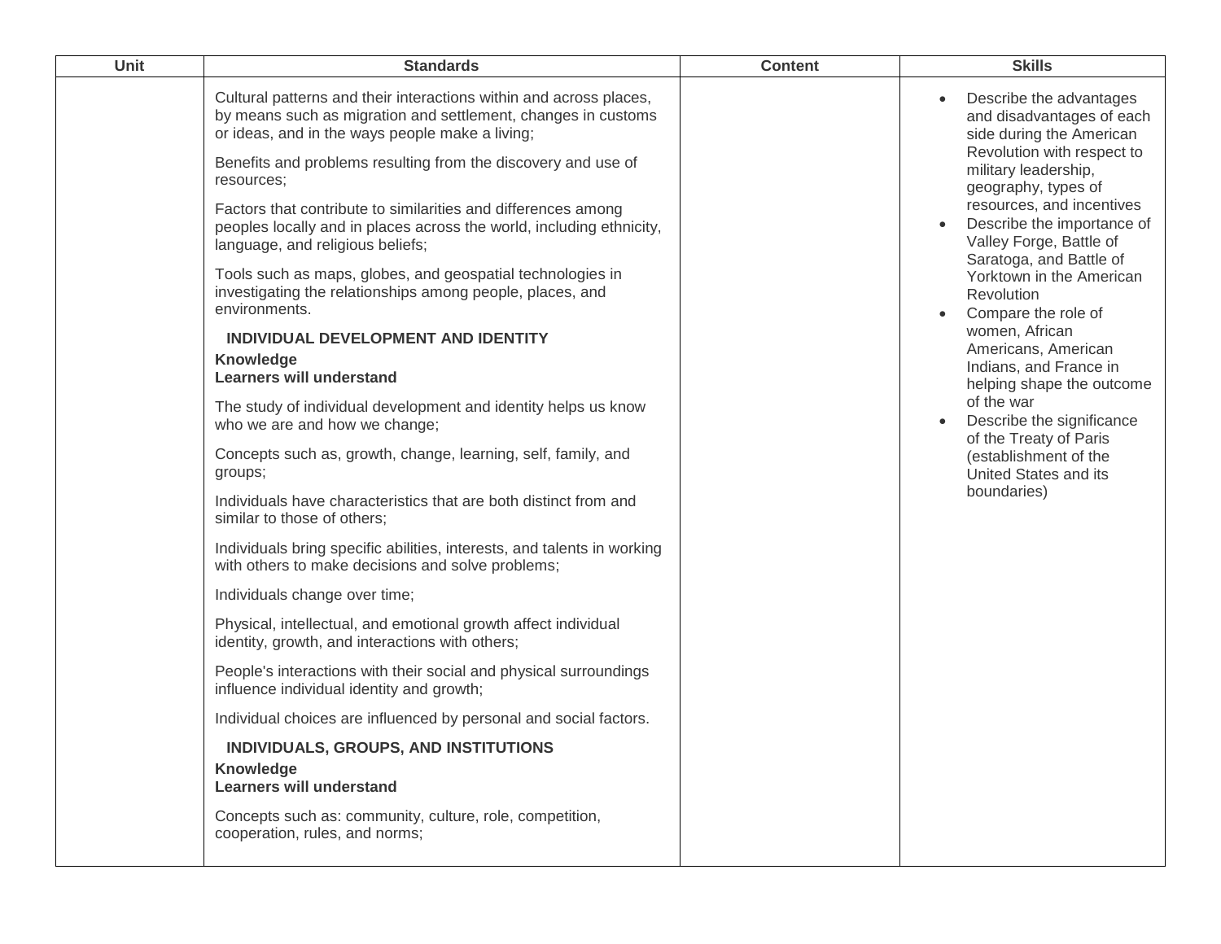| Unit | Standards | Content | Skills |
|---|---|---|---|
| | Cultural patterns and their interactions within and across places, by means such as migration and settlement, changes in customs or ideas, and in the ways people make a living;<br><br>Benefits and problems resulting from the discovery and use of resources;<br><br>Factors that contribute to similarities and differences among peoples locally and in places across the world, including ethnicity, language, and religious beliefs;<br><br>Tools such as maps, globes, and geospatial technologies in investigating the relationships among people, places, and environments.<br><br>**INDIVIDUAL DEVELOPMENT AND IDENTITY**<br>**Knowledge**<br>**Learners will understand**<br><br>The study of individual development and identity helps us know who we are and how we change;<br><br>Concepts such as, growth, change, learning, self, family, and groups;<br><br>Individuals have characteristics that are both distinct from and similar to those of others;<br><br>Individuals bring specific abilities, interests, and talents in working with others to make decisions and solve problems;<br><br>Individuals change over time;<br><br>Physical, intellectual, and emotional growth affect individual identity, growth, and interactions with others;<br><br>People's interactions with their social and physical surroundings influence individual identity and growth;<br><br>Individual choices are influenced by personal and social factors.<br><br>**INDIVIDUALS, GROUPS, AND INSTITUTIONS**<br>**Knowledge**<br>**Learners will understand**<br><br>Concepts such as: community, culture, role, competition, cooperation, rules, and norms; | | • Describe the advantages and disadvantages of each side during the American Revolution with respect to military leadership, geography, types of resources, and incentives<br>• Describe the importance of Valley Forge, Battle of Saratoga, and Battle of Yorktown in the American Revolution<br>• Compare the role of women, African Americans, American Indians, and France in helping shape the outcome of the war<br>• Describe the significance of the Treaty of Paris (establishment of the United States and its boundaries) |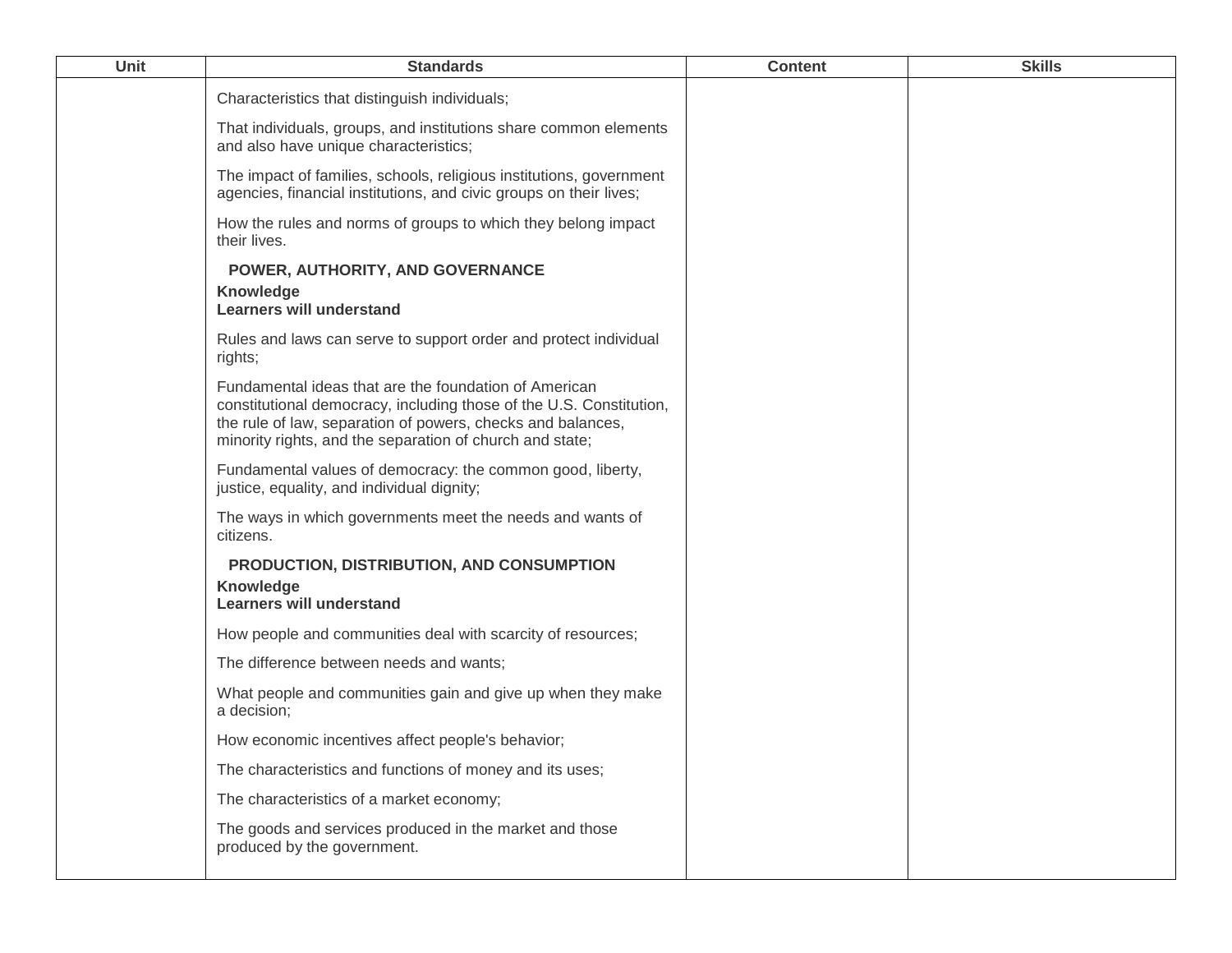| Unit | Standards | Content | Skills |
|---|---|---|---|
| | Characteristics that distinguish individuals;<br><br>That individuals, groups, and institutions share common elements and also have unique characteristics;<br><br>The impact of families, schools, religious institutions, government agencies, financial institutions, and civic groups on their lives;<br><br>How the rules and norms of groups to which they belong impact their lives.<br><br>**POWER, AUTHORITY, AND GOVERNANCE**<br>**Knowledge**<br>**Learners will understand**<br><br>Rules and laws can serve to support order and protect individual rights;<br><br>Fundamental ideas that are the foundation of American constitutional democracy, including those of the U.S. Constitution, the rule of law, separation of powers, checks and balances, minority rights, and the separation of church and state;<br><br>Fundamental values of democracy: the common good, liberty, justice, equality, and individual dignity;<br><br>The ways in which governments meet the needs and wants of citizens.<br><br>**PRODUCTION, DISTRIBUTION, AND CONSUMPTION**<br>**Knowledge**<br>**Learners will understand**<br><br>How people and communities deal with scarcity of resources;<br><br>The difference between needs and wants;<br><br>What people and communities gain and give up when they make a decision;<br><br>How economic incentives affect people's behavior;<br><br>The characteristics and functions of money and its uses;<br><br>The characteristics of a market economy;<br><br>The goods and services produced in the market and those produced by the government. | | |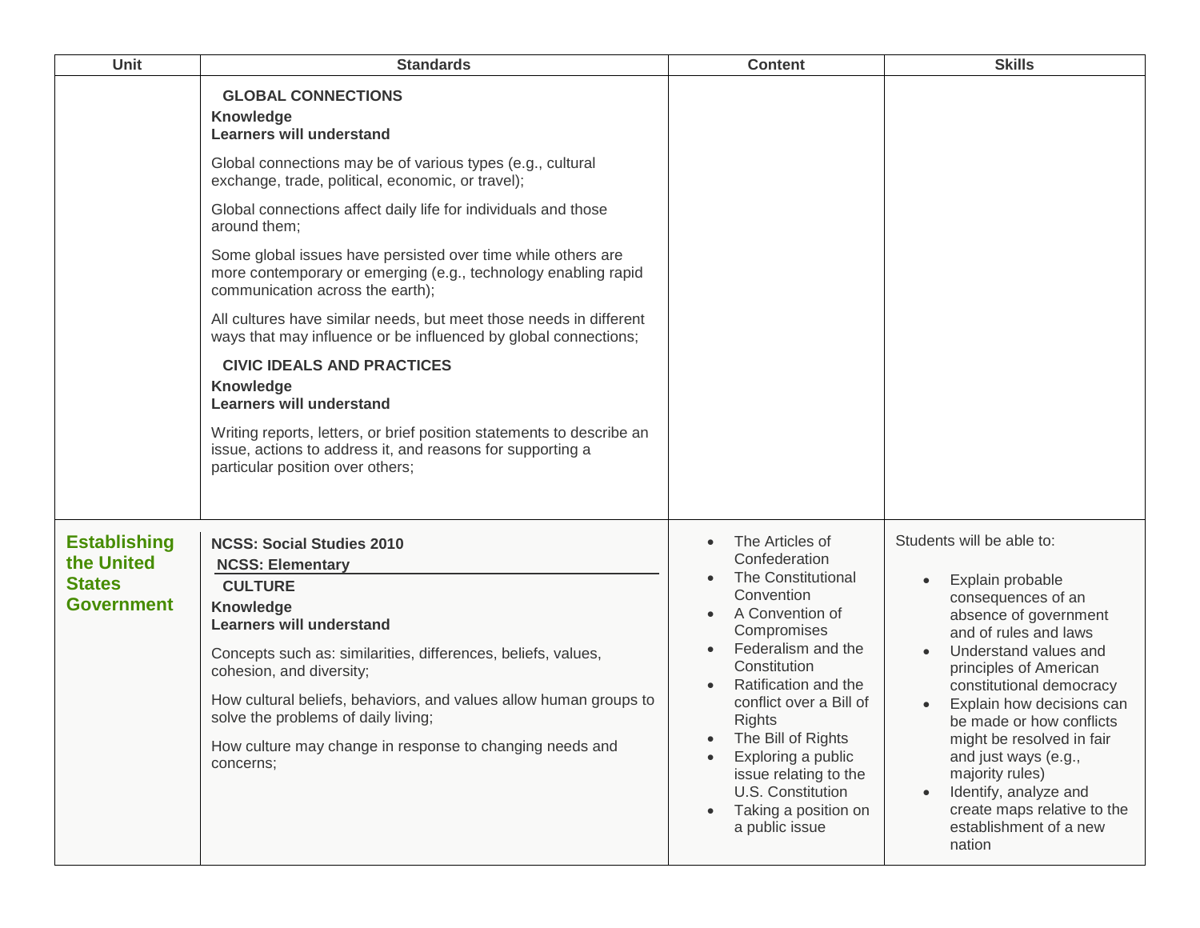| Unit | Standards | Content | Skills |
|---|---|---|---|
| | **GLOBAL CONNECTIONS**<br>**Knowledge**<br>**Learners will understand**<br><br>Global connections may be of various types (e.g., cultural exchange, trade, political, economic, or travel);<br><br>Global connections affect daily life for individuals and those around them;<br><br>Some global issues have persisted over time while others are more contemporary or emerging (e.g., technology enabling rapid communication across the earth);<br><br>All cultures have similar needs, but meet those needs in different ways that may influence or be influenced by global connections;<br><br>**CIVIC IDEALS AND PRACTICES**<br>**Knowledge**<br>**Learners will understand**<br><br>Writing reports, letters, or brief position statements to describe an issue, actions to address it, and reasons for supporting a particular position over others; | | |
| **Establishing the United States Government** | **NCSS: Social Studies 2010**<br>**NCSS: Elementary**<br>**CULTURE**<br>**Knowledge**<br>**Learners will understand**<br><br>Concepts such as: similarities, differences, beliefs, values, cohesion, and diversity;<br><br>How cultural beliefs, behaviors, and values allow human groups to solve the problems of daily living;<br><br>How culture may change in response to changing needs and concerns; | • The Articles of Confederation<br>• The Constitutional Convention<br>• A Convention of Compromises<br>• Federalism and the Constitution<br>• Ratification and the conflict over a Bill of Rights<br>• The Bill of Rights<br>• Exploring a public issue relating to the U.S. Constitution<br>• Taking a position on a public issue | Students will be able to:<br><br>• Explain probable consequences of an absence of government and of rules and laws<br>• Understand values and principles of American constitutional democracy<br>• Explain how decisions can be made or how conflicts might be resolved in fair and just ways (e.g., majority rules)<br>• Identify, analyze and create maps relative to the establishment of a new nation |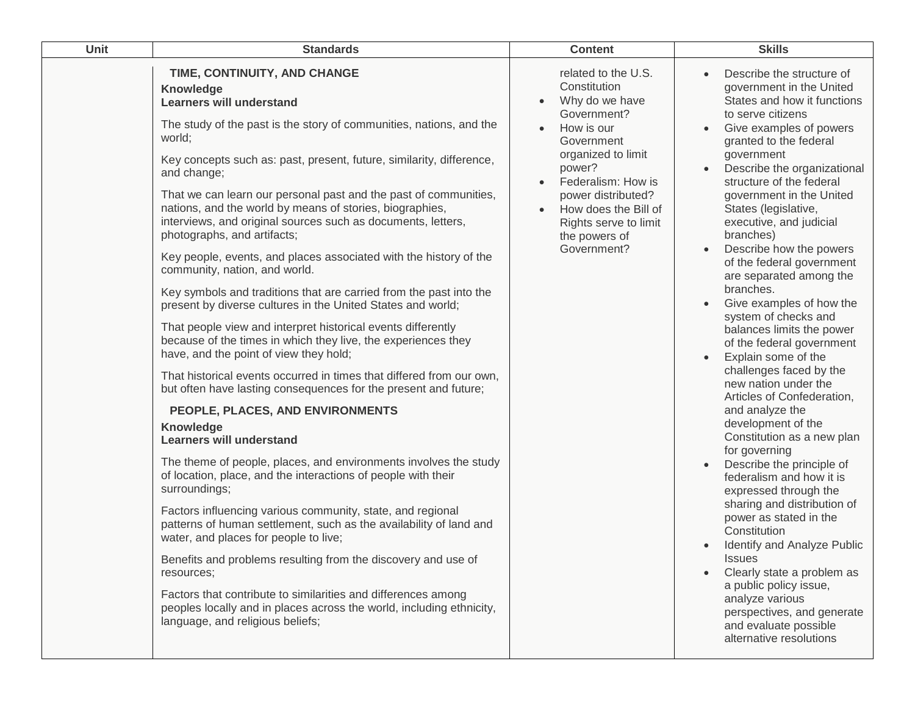| Unit | Standards | Content | Skills |
| --- | --- | --- | --- |
| | **TIME, CONTINUITY, AND CHANGE**<br>**Knowledge**<br>**Learners will understand**<br><br>The study of the past is the story of communities, nations, and the world;<br><br>Key concepts such as: past, present, future, similarity, difference, and change;<br><br>That we can learn our personal past and the past of communities, nations, and the world by means of stories, biographies, interviews, and original sources such as documents, letters, photographs, and artifacts;<br><br>Key people, events, and places associated with the history of the community, nation, and world.<br><br>Key symbols and traditions that are carried from the past into the present by diverse cultures in the United States and world;<br><br>That people view and interpret historical events differently because of the times in which they live, the experiences they have, and the point of view they hold;<br><br>That historical events occurred in times that differed from our own, but often have lasting consequences for the present and future;<br><br>**PEOPLE, PLACES, AND ENVIRONMENTS**<br>**Knowledge**<br>**Learners will understand**<br><br>The theme of people, places, and environments involves the study of location, place, and the interactions of people with their surroundings;<br><br>Factors influencing various community, state, and regional patterns of human settlement, such as the availability of land and water, and places for people to live;<br><br>Benefits and problems resulting from the discovery and use of resources;<br><br>Factors that contribute to similarities and differences among peoples locally and in places across the world, including ethnicity, language, and religious beliefs; | related to the U.S. Constitution<br>• Why do we have Government?<br>• How is our Government organized to limit power?<br>• Federalism: How is power distributed?<br>• How does the Bill of Rights serve to limit the powers of Government? | • Describe the structure of government in the United States and how it functions to serve citizens<br>• Give examples of powers granted to the federal government<br>• Describe the organizational structure of the federal government in the United States (legislative, executive, and judicial branches)<br>• Describe how the powers of the federal government are separated among the branches.<br>• Give examples of how the system of checks and balances limits the power of the federal government<br>• Explain some of the challenges faced by the new nation under the Articles of Confederation, and analyze the development of the Constitution as a new plan for governing<br>• Describe the principle of federalism and how it is expressed through the sharing and distribution of power as stated in the Constitution<br>• Identify and Analyze Public Issues<br>• Clearly state a problem as a public policy issue, analyze various perspectives, and generate and evaluate possible alternative resolutions |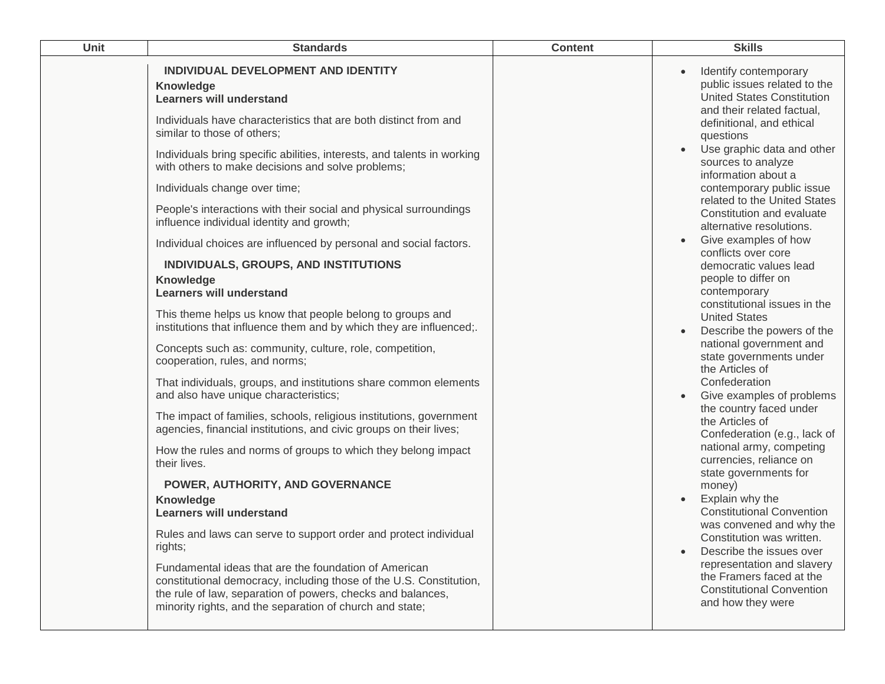| Unit | Standards | Content | Skills |
|---|---|---|---|
| | **INDIVIDUAL DEVELOPMENT AND IDENTITY**<br>**Knowledge**<br>**Learners will understand**<br><br>Individuals have characteristics that are both distinct from and similar to those of others;<br><br>Individuals bring specific abilities, interests, and talents in working with others to make decisions and solve problems;<br><br>Individuals change over time;<br><br>People's interactions with their social and physical surroundings influence individual identity and growth;<br><br>Individual choices are influenced by personal and social factors.<br><br>**INDIVIDUALS, GROUPS, AND INSTITUTIONS**<br>**Knowledge**<br>**Learners will understand**<br><br>This theme helps us know that people belong to groups and institutions that influence them and by which they are influenced;.<br><br>Concepts such as: community, culture, role, competition, cooperation, rules, and norms;<br><br>That individuals, groups, and institutions share common elements and also have unique characteristics;<br><br>The impact of families, schools, religious institutions, government agencies, financial institutions, and civic groups on their lives;<br><br>How the rules and norms of groups to which they belong impact their lives.<br><br>**POWER, AUTHORITY, AND GOVERNANCE**<br>**Knowledge**<br>**Learners will understand**<br><br>Rules and laws can serve to support order and protect individual rights;<br><br>Fundamental ideas that are the foundation of American constitutional democracy, including those of the U.S. Constitution, the rule of law, separation of powers, checks and balances, minority rights, and the separation of church and state; | | • Identify contemporary public issues related to the United States Constitution and their related factual, definitional, and ethical questions<br>• Use graphic data and other sources to analyze information about a contemporary public issue related to the United States Constitution and evaluate alternative resolutions.<br>• Give examples of how conflicts over core democratic values lead people to differ on contemporary constitutional issues in the United States<br>• Describe the powers of the national government and state governments under the Articles of Confederation<br>• Give examples of problems the country faced under the Articles of Confederation (e.g., lack of national army, competing currencies, reliance on state governments for money)<br>• Explain why the Constitutional Convention was convened and why the Constitution was written.<br>• Describe the issues over representation and slavery the Framers faced at the Constitutional Convention and how they were |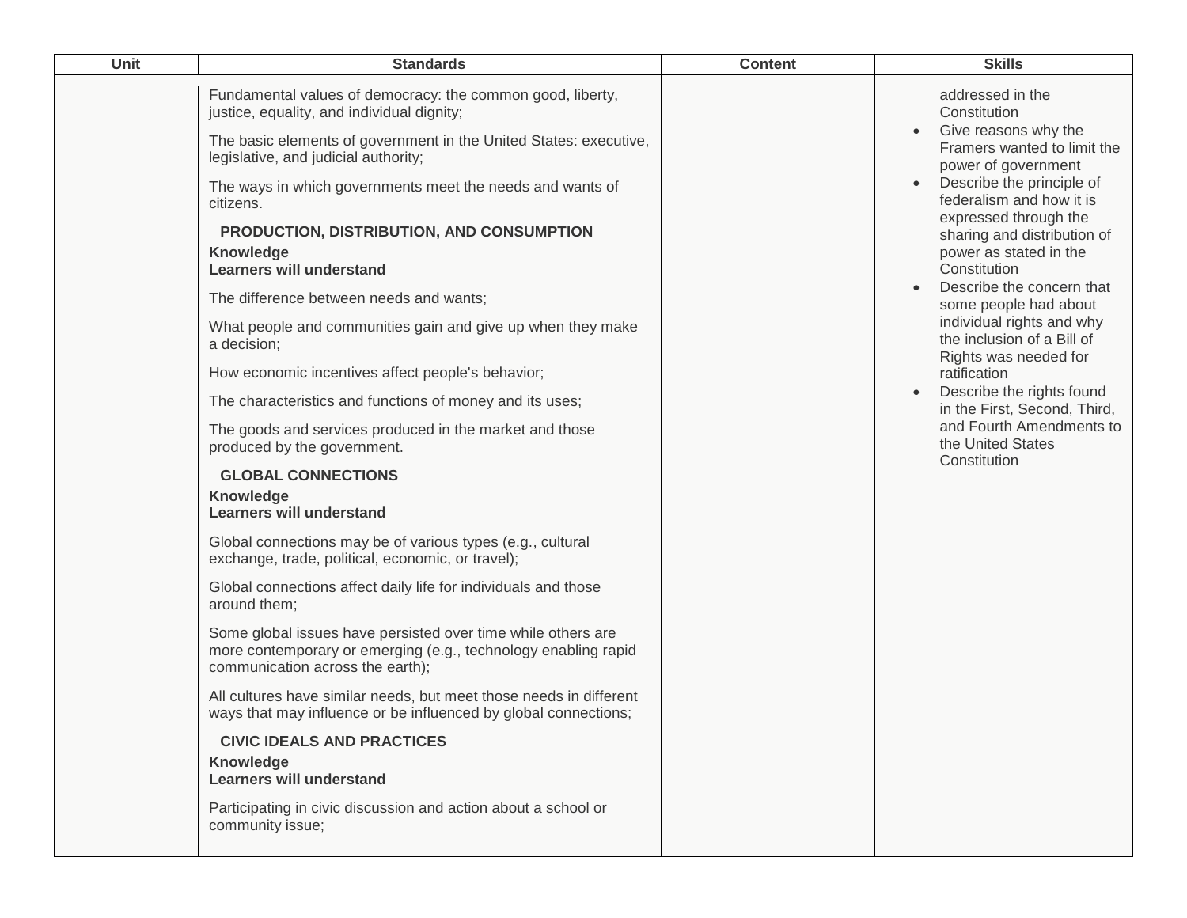| Unit | Standards | Content | Skills |
|---|---|---|---|
| | Fundamental values of democracy: the common good, liberty, justice, equality, and individual dignity;<br><br>The basic elements of government in the United States: executive, legislative, and judicial authority;<br><br>The ways in which governments meet the needs and wants of citizens.<br><br>**PRODUCTION, DISTRIBUTION, AND CONSUMPTION**<br>**Knowledge**<br>**Learners will understand**<br><br>The difference between needs and wants;<br><br>What people and communities gain and give up when they make a decision;<br><br>How economic incentives affect people's behavior;<br><br>The characteristics and functions of money and its uses;<br><br>The goods and services produced in the market and those produced by the government.<br><br>**GLOBAL CONNECTIONS**<br>**Knowledge**<br>**Learners will understand**<br><br>Global connections may be of various types (e.g., cultural exchange, trade, political, economic, or travel);<br><br>Global connections affect daily life for individuals and those around them;<br><br>Some global issues have persisted over time while others are more contemporary or emerging (e.g., technology enabling rapid communication across the earth);<br><br>All cultures have similar needs, but meet those needs in different ways that may influence or be influenced by global connections;<br><br>**CIVIC IDEALS AND PRACTICES**<br>**Knowledge**<br>**Learners will understand**<br><br>Participating in civic discussion and action about a school or community issue; | | addressed in the Constitution<br>• Give reasons why the Framers wanted to limit the power of government<br>• Describe the principle of federalism and how it is expressed through the sharing and distribution of power as stated in the Constitution<br>• Describe the concern that some people had about individual rights and why the inclusion of a Bill of Rights was needed for ratification<br>• Describe the rights found in the First, Second, Third, and Fourth Amendments to the United States Constitution |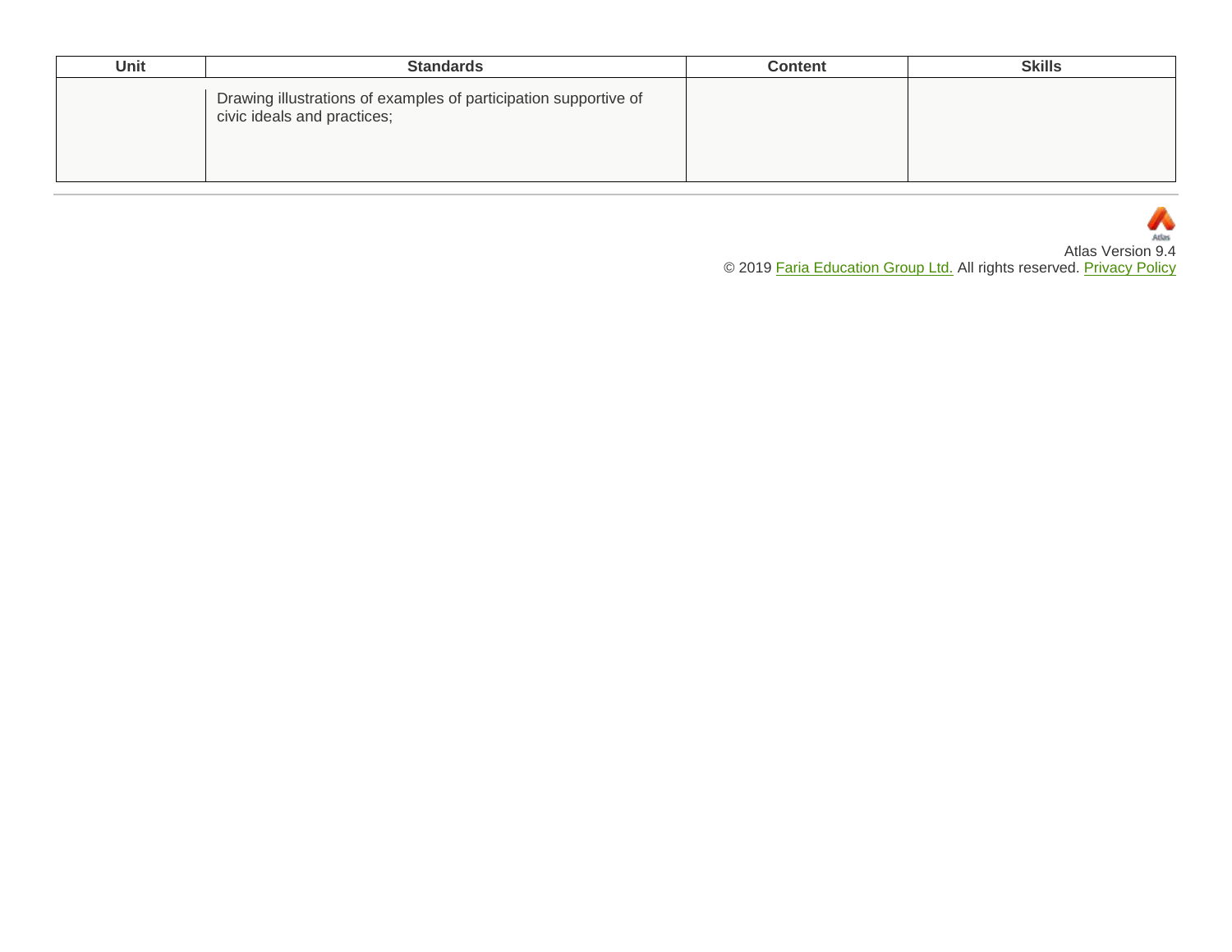| Unit | Standards | Content | Skills |
| --- | --- | --- | --- |
| | Drawing illustrations of examples of participation supportive of civic ideals and practices; | | |

Atlas Version 9.4
© 2019 Faria Education Group Ltd. All rights reserved. Privacy Policy